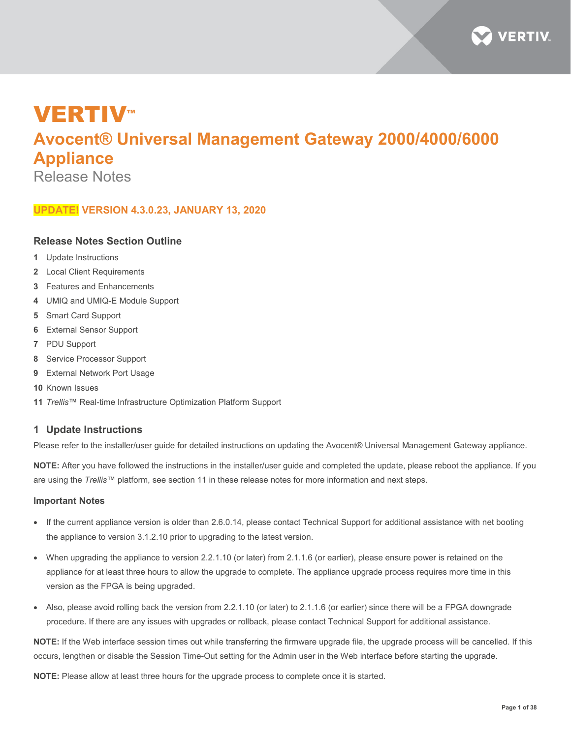# VERTIV™

# Avocent® Universal Management Gateway 2000/4000/6000 Appliance

Release Notes

### UPDATE! VERSION 4.3.0.23, JANUARY 13, 2020

### Release Notes Section Outline

1. Update Instructions
2. Local Client Requirements
3. Features and Enhancements
4. UMIQ and UMIQ-E Module Support
5. Smart Card Support
6. External Sensor Support
7. PDU Support
8. Service Processor Support
9. External Network Port Usage
10. Known Issues
11. *Trellis*™ Real-time Infrastructure Optimization Platform Support

## 1 Update Instructions

Please refer to the installer/user guide for detailed instructions on updating the Avocent® Universal Management Gateway appliance.

**NOTE:** After you have followed the instructions in the installer/user guide and completed the update, please reboot the appliance. If you are using the *Trellis*™ platform, see section 11 in these release notes for more information and next steps.

### Important Notes

- If the current appliance version is older than 2.6.0.14, please contact Technical Support for additional assistance with net booting the appliance to version 3.1.2.10 prior to upgrading to the latest version.
- When upgrading the appliance to version 2.2.1.10 (or later) from 2.1.1.6 (or earlier), please ensure power is retained on the appliance for at least three hours to allow the upgrade to complete. The appliance upgrade process requires more time in this version as the FPGA is being upgraded.
- Also, please avoid rolling back the version from 2.2.1.10 (or later) to 2.1.1.6 (or earlier) since there will be a FPGA downgrade procedure. If there are any issues with upgrades or rollback, please contact Technical Support for additional assistance.

**NOTE:** If the Web interface session times out while transferring the firmware upgrade file, the upgrade process will be cancelled. If this occurs, lengthen or disable the Session Time-Out setting for the Admin user in the Web interface before starting the upgrade.

**NOTE:** Please allow at least three hours for the upgrade process to complete once it is started.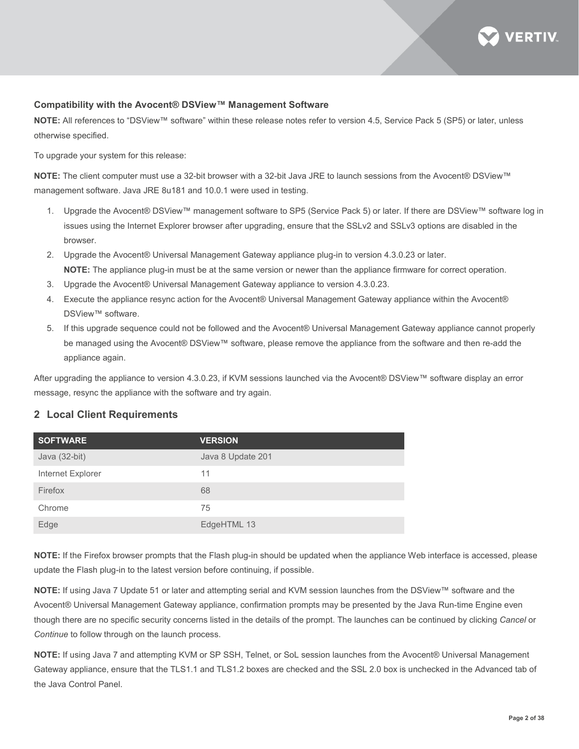### Compatibility with the Avocent® DSView™ Management Software

**NOTE:** All references to "DSView™ software" within these release notes refer to version 4.5, Service Pack 5 (SP5) or later, unless otherwise specified.

To upgrade your system for this release:

**NOTE:** The client computer must use a 32-bit browser with a 32-bit Java JRE to launch sessions from the Avocent® DSView™ management software. Java JRE 8u181 and 10.0.1 were used in testing.

1. Upgrade the Avocent® DSView™ management software to SP5 (Service Pack 5) or later. If there are DSView™ software log in issues using the Internet Explorer browser after upgrading, ensure that the SSLv2 and SSLv3 options are disabled in the browser.
2. Upgrade the Avocent® Universal Management Gateway appliance plug-in to version 4.3.0.23 or later.
   **NOTE:** The appliance plug-in must be at the same version or newer than the appliance firmware for correct operation.
3. Upgrade the Avocent® Universal Management Gateway appliance to version 4.3.0.23.
4. Execute the appliance resync action for the Avocent® Universal Management Gateway appliance within the Avocent® DSView™ software.
5. If this upgrade sequence could not be followed and the Avocent® Universal Management Gateway appliance cannot properly be managed using the Avocent® DSView™ software, please remove the appliance from the software and then re-add the appliance again.

After upgrading the appliance to version 4.3.0.23, if KVM sessions launched via the Avocent® DSView™ software display an error message, resync the appliance with the software and try again.

## 2 Local Client Requirements

| SOFTWARE | VERSION |
| --- | --- |
| Java (32-bit) | Java 8 Update 201 |
| Internet Explorer | 11 |
| Firefox | 68 |
| Chrome | 75 |
| Edge | EdgeHTML 13 |

**NOTE:** If the Firefox browser prompts that the Flash plug-in should be updated when the appliance Web interface is accessed, please update the Flash plug-in to the latest version before continuing, if possible.

**NOTE:** If using Java 7 Update 51 or later and attempting serial and KVM session launches from the DSView™ software and the Avocent® Universal Management Gateway appliance, confirmation prompts may be presented by the Java Run-time Engine even though there are no specific security concerns listed in the details of the prompt. The launches can be continued by clicking *Cancel* or *Continue* to follow through on the launch process.

**NOTE:** If using Java 7 and attempting KVM or SP SSH, Telnet, or SoL session launches from the Avocent® Universal Management Gateway appliance, ensure that the TLS1.1 and TLS1.2 boxes are checked and the SSL 2.0 box is unchecked in the Advanced tab of the Java Control Panel.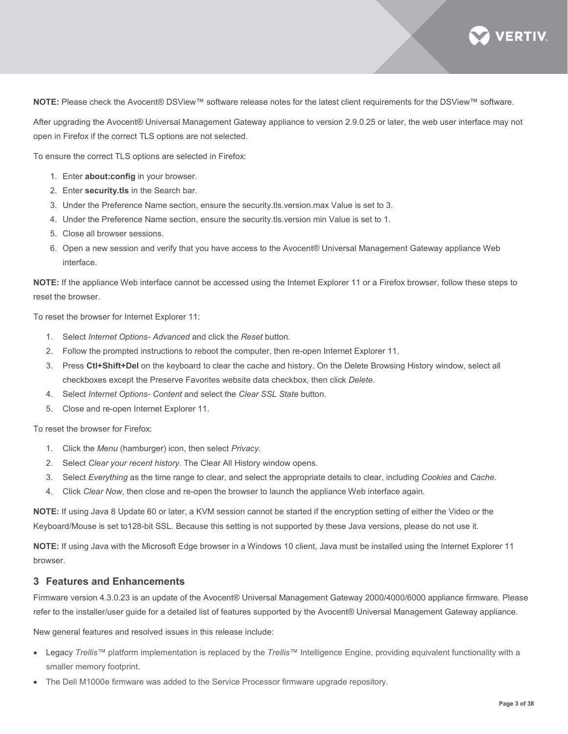**NOTE:** Please check the Avocent® DSView™ software release notes for the latest client requirements for the DSView™ software.

After upgrading the Avocent® Universal Management Gateway appliance to version 2.9.0.25 or later, the web user interface may not open in Firefox if the correct TLS options are not selected.

To ensure the correct TLS options are selected in Firefox:

1. Enter **about:config** in your browser.
2. Enter **security.tls** in the Search bar.
3. Under the Preference Name section, ensure the security.tls.version.max Value is set to 3.
4. Under the Preference Name section, ensure the security.tls.version min Value is set to 1.
5. Close all browser sessions.
6. Open a new session and verify that you have access to the Avocent® Universal Management Gateway appliance Web interface.

**NOTE:** If the appliance Web interface cannot be accessed using the Internet Explorer 11 or a Firefox browser, follow these steps to reset the browser.

To reset the browser for Internet Explorer 11:

1. Select *Internet Options- Advanced* and click the *Reset* button.
2. Follow the prompted instructions to reboot the computer, then re-open Internet Explorer 11.
3. Press **Ctl+Shift+Del** on the keyboard to clear the cache and history. On the Delete Browsing History window, select all checkboxes except the Preserve Favorites website data checkbox, then click *Delete*.
4. Select *Internet Options- Content* and select the *Clear SSL State* button.
5. Close and re-open Internet Explorer 11.

To reset the browser for Firefox:

1. Click the *Menu* (hamburger) icon, then select *Privacy*.
2. Select *Clear your recent history*. The Clear All History window opens.
3. Select *Everything* as the time range to clear, and select the appropriate details to clear, including *Cookies* and *Cache*.
4. Click *Clear Now*, then close and re-open the browser to launch the appliance Web interface again.

**NOTE:** If using Java 8 Update 60 or later, a KVM session cannot be started if the encryption setting of either the Video or the Keyboard/Mouse is set to128-bit SSL. Because this setting is not supported by these Java versions, please do not use it.

**NOTE:** If using Java with the Microsoft Edge browser in a Windows 10 client, Java must be installed using the Internet Explorer 11 browser.

## 3 Features and Enhancements

Firmware version 4.3.0.23 is an update of the Avocent® Universal Management Gateway 2000/4000/6000 appliance firmware. Please refer to the installer/user guide for a detailed list of features supported by the Avocent® Universal Management Gateway appliance.

New general features and resolved issues in this release include:

- Legacy *Trellis*™ platform implementation is replaced by the *Trellis*™ Intelligence Engine, providing equivalent functionality with a smaller memory footprint.
- The Dell M1000e firmware was added to the Service Processor firmware upgrade repository.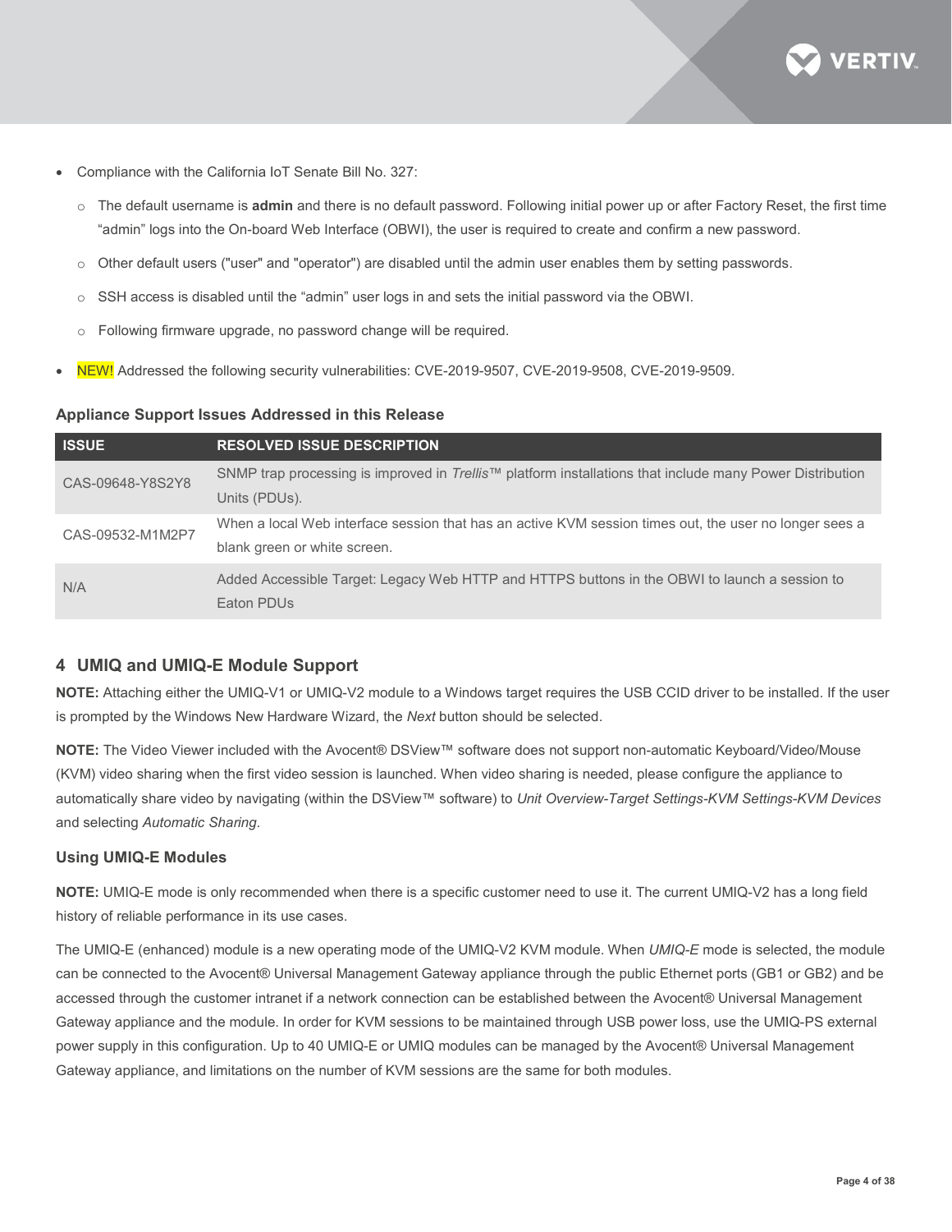- Compliance with the California IoT Senate Bill No. 327:
  - The default username is **admin** and there is no default password. Following initial power up or after Factory Reset, the first time "admin" logs into the On-board Web Interface (OBWI), the user is required to create and confirm a new password.
  - Other default users ("user" and "operator") are disabled until the admin user enables them by setting passwords.
  - SSH access is disabled until the "admin" user logs in and sets the initial password via the OBWI.
  - Following firmware upgrade, no password change will be required.
- NEW! Addressed the following security vulnerabilities: CVE-2019-9507, CVE-2019-9508, CVE-2019-9509.

### Appliance Support Issues Addressed in this Release

| ISSUE | RESOLVED ISSUE DESCRIPTION |
| --- | --- |
| CAS-09648-Y8S2Y8 | SNMP trap processing is improved in *Trellis*™ platform installations that include many Power Distribution Units (PDUs). |
| CAS-09532-M1M2P7 | When a local Web interface session that has an active KVM session times out, the user no longer sees a blank green or white screen. |
| N/A | Added Accessible Target: Legacy Web HTTP and HTTPS buttons in the OBWI to launch a session to Eaton PDUs |

## 4 UMIQ and UMIQ-E Module Support

**NOTE:** Attaching either the UMIQ-V1 or UMIQ-V2 module to a Windows target requires the USB CCID driver to be installed. If the user is prompted by the Windows New Hardware Wizard, the *Next* button should be selected.

**NOTE:** The Video Viewer included with the Avocent® DSView™ software does not support non-automatic Keyboard/Video/Mouse (KVM) video sharing when the first video session is launched. When video sharing is needed, please configure the appliance to automatically share video by navigating (within the DSView™ software) to *Unit Overview-Target Settings-KVM Settings-KVM Devices* and selecting *Automatic Sharing*.

### Using UMIQ-E Modules

**NOTE:** UMIQ-E mode is only recommended when there is a specific customer need to use it. The current UMIQ-V2 has a long field history of reliable performance in its use cases.

The UMIQ-E (enhanced) module is a new operating mode of the UMIQ-V2 KVM module. When *UMIQ-E* mode is selected, the module can be connected to the Avocent® Universal Management Gateway appliance through the public Ethernet ports (GB1 or GB2) and be accessed through the customer intranet if a network connection can be established between the Avocent® Universal Management Gateway appliance and the module. In order for KVM sessions to be maintained through USB power loss, use the UMIQ-PS external power supply in this configuration. Up to 40 UMIQ-E or UMIQ modules can be managed by the Avocent® Universal Management Gateway appliance, and limitations on the number of KVM sessions are the same for both modules.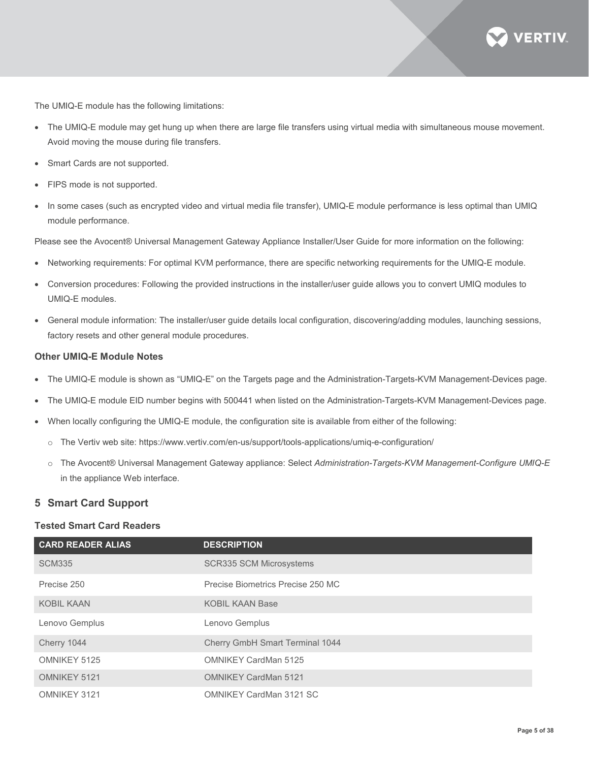The UMIQ-E module has the following limitations:

- The UMIQ-E module may get hung up when there are large file transfers using virtual media with simultaneous mouse movement. Avoid moving the mouse during file transfers.
- Smart Cards are not supported.
- FIPS mode is not supported.
- In some cases (such as encrypted video and virtual media file transfer), UMIQ-E module performance is less optimal than UMIQ module performance.

Please see the Avocent® Universal Management Gateway Appliance Installer/User Guide for more information on the following:

- Networking requirements: For optimal KVM performance, there are specific networking requirements for the UMIQ-E module.
- Conversion procedures: Following the provided instructions in the installer/user guide allows you to convert UMIQ modules to UMIQ-E modules.
- General module information: The installer/user guide details local configuration, discovering/adding modules, launching sessions, factory resets and other general module procedures.

### Other UMIQ-E Module Notes

- The UMIQ-E module is shown as “UMIQ-E” on the Targets page and the Administration-Targets-KVM Management-Devices page.
- The UMIQ-E module EID number begins with 500441 when listed on the Administration-Targets-KVM Management-Devices page.
- When locally configuring the UMIQ-E module, the configuration site is available from either of the following:
  - The Vertiv web site: https://www.vertiv.com/en-us/support/tools-applications/umiq-e-configuration/
  - The Avocent® Universal Management Gateway appliance: Select *Administration-Targets-KVM Management-Configure UMIQ-E* in the appliance Web interface.

## 5 Smart Card Support

### Tested Smart Card Readers

| CARD READER ALIAS | DESCRIPTION |
|---|---|
| SCM335 | SCR335 SCM Microsystems |
| Precise 250 | Precise Biometrics Precise 250 MC |
| KOBIL KAAN | KOBIL KAAN Base |
| Lenovo Gemplus | Lenovo Gemplus |
| Cherry 1044 | Cherry GmbH Smart Terminal 1044 |
| OMNIKEY 5125 | OMNIKEY CardMan 5125 |
| OMNIKEY 5121 | OMNIKEY CardMan 5121 |
| OMNIKEY 3121 | OMNIKEY CardMan 3121 SC |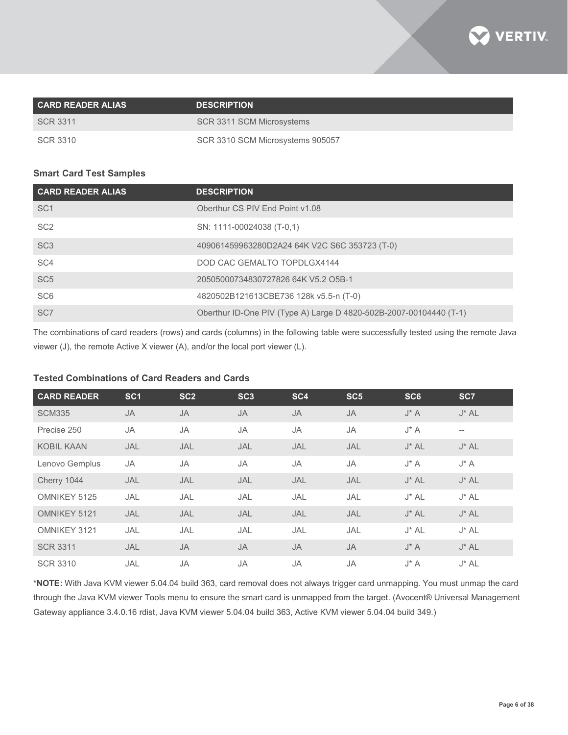| CARD READER ALIAS | DESCRIPTION |
| --- | --- |
| SCR 3311 | SCR 3311 SCM Microsystems |
| SCR 3310 | SCR 3310 SCM Microsystems 905057 |

### Smart Card Test Samples

| CARD READER ALIAS | DESCRIPTION |
| --- | --- |
| SC1 | Oberthur CS PIV End Point v1.08 |
| SC2 | SN: 1111-00024038 (T-0,1) |
| SC3 | 409061459963280D2A24 64K V2C S6C 353723 (T-0) |
| SC4 | DOD CAC GEMALTO TOPDLGX4144 |
| SC5 | 20505000734830727826 64K V5.2 O5B-1 |
| SC6 | 4820502B121613CBE736 128k v5.5-n (T-0) |
| SC7 | Oberthur ID-One PIV (Type A) Large D 4820-502B-2007-00104440 (T-1) |

The combinations of card readers (rows) and cards (columns) in the following table were successfully tested using the remote Java viewer (J), the remote Active X viewer (A), and/or the local port viewer (L).

### Tested Combinations of Card Readers and Cards

| CARD READER | SC1 | SC2 | SC3 | SC4 | SC5 | SC6 | SC7 |
| --- | --- | --- | --- | --- | --- | --- | --- |
| SCM335 | JA | JA | JA | JA | JA | J* A | J* AL |
| Precise 250 | JA | JA | JA | JA | JA | J* A | -- |
| KOBIL KAAN | JAL | JAL | JAL | JAL | JAL | J* AL | J* AL |
| Lenovo Gemplus | JA | JA | JA | JA | JA | J* A | J* A |
| Cherry 1044 | JAL | JAL | JAL | JAL | JAL | J* AL | J* AL |
| OMNIKEY 5125 | JAL | JAL | JAL | JAL | JAL | J* AL | J* AL |
| OMNIKEY 5121 | JAL | JAL | JAL | JAL | JAL | J* AL | J* AL |
| OMNIKEY 3121 | JAL | JAL | JAL | JAL | JAL | J* AL | J* AL |
| SCR 3311 | JAL | JA | JA | JA | JA | J* A | J* AL |
| SCR 3310 | JAL | JA | JA | JA | JA | J* A | J* AL |

***NOTE:** With Java KVM viewer 5.04.04 build 363, card removal does not always trigger card unmapping. You must unmap the card through the Java KVM viewer Tools menu to ensure the smart card is unmapped from the target. (Avocent® Universal Management Gateway appliance 3.4.0.16 rdist, Java KVM viewer 5.04.04 build 363, Active KVM viewer 5.04.04 build 349.)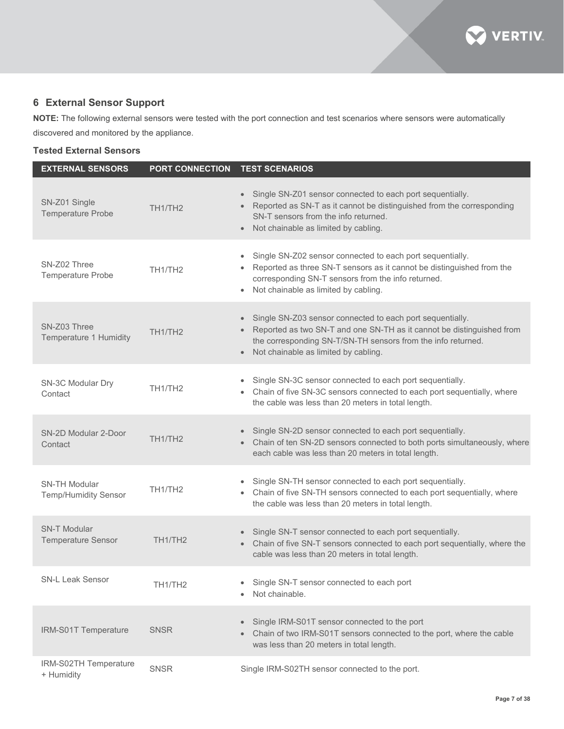## 6 External Sensor Support

**NOTE:** The following external sensors were tested with the port connection and test scenarios where sensors were automatically discovered and monitored by the appliance.

### Tested External Sensors

| EXTERNAL SENSORS | PORT CONNECTION | TEST SCENARIOS |
|---|---|---|
| SN-Z01 Single Temperature Probe | TH1/TH2 | • Single SN-Z01 sensor connected to each port sequentially.<br>• Reported as SN-T as it cannot be distinguished from the corresponding SN-T sensors from the info returned.<br>• Not chainable as limited by cabling. |
| SN-Z02 Three Temperature Probe | TH1/TH2 | • Single SN-Z02 sensor connected to each port sequentially.<br>• Reported as three SN-T sensors as it cannot be distinguished from the corresponding SN-T sensors from the info returned.<br>• Not chainable as limited by cabling. |
| SN-Z03 Three Temperature 1 Humidity | TH1/TH2 | • Single SN-Z03 sensor connected to each port sequentially.<br>• Reported as two SN-T and one SN-TH as it cannot be distinguished from the corresponding SN-T/SN-TH sensors from the info returned.<br>• Not chainable as limited by cabling. |
| SN-3C Modular Dry Contact | TH1/TH2 | • Single SN-3C sensor connected to each port sequentially.<br>• Chain of five SN-3C sensors connected to each port sequentially, where the cable was less than 20 meters in total length. |
| SN-2D Modular 2-Door Contact | TH1/TH2 | • Single SN-2D sensor connected to each port sequentially.<br>• Chain of ten SN-2D sensors connected to both ports simultaneously, where each cable was less than 20 meters in total length. |
| SN-TH Modular Temp/Humidity Sensor | TH1/TH2 | • Single SN-TH sensor connected to each port sequentially.<br>• Chain of five SN-TH sensors connected to each port sequentially, where the cable was less than 20 meters in total length. |
| SN-T Modular Temperature Sensor | TH1/TH2 | • Single SN-T sensor connected to each port sequentially.<br>• Chain of five SN-T sensors connected to each port sequentially, where the cable was less than 20 meters in total length. |
| SN-L Leak Sensor | TH1/TH2 | • Single SN-T sensor connected to each port<br>• Not chainable. |
| IRM-S01T Temperature | SNSR | • Single IRM-S01T sensor connected to the port<br>• Chain of two IRM-S01T sensors connected to the port, where the cable was less than 20 meters in total length. |
| IRM-S02TH Temperature + Humidity | SNSR | Single IRM-S02TH sensor connected to the port. |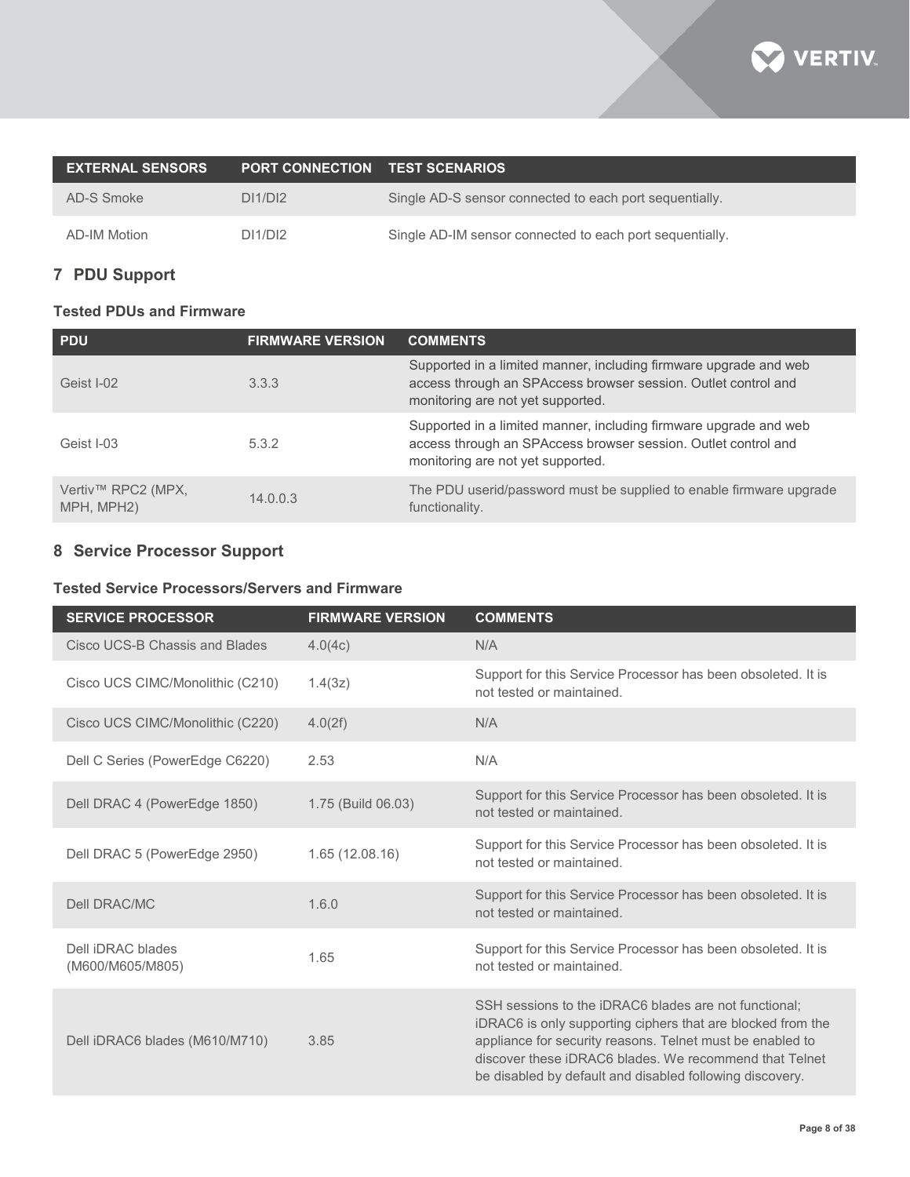| EXTERNAL SENSORS | PORT CONNECTION | TEST SCENARIOS |
|---|---|---|
| AD-S Smoke | DI1/DI2 | Single AD-S sensor connected to each port sequentially. |
| AD-IM Motion | DI1/DI2 | Single AD-IM sensor connected to each port sequentially. |

## 7 PDU Support

### Tested PDUs and Firmware

| PDU | FIRMWARE VERSION | COMMENTS |
|---|---|---|
| Geist I-02 | 3.3.3 | Supported in a limited manner, including firmware upgrade and web access through an SPAccess browser session. Outlet control and monitoring are not yet supported. |
| Geist I-03 | 5.3.2 | Supported in a limited manner, including firmware upgrade and web access through an SPAccess browser session. Outlet control and monitoring are not yet supported. |
| Vertiv™ RPC2 (MPX, MPH, MPH2) | 14.0.0.3 | The PDU userid/password must be supplied to enable firmware upgrade functionality. |

## 8 Service Processor Support

### Tested Service Processors/Servers and Firmware

| SERVICE PROCESSOR | FIRMWARE VERSION | COMMENTS |
|---|---|---|
| Cisco UCS-B Chassis and Blades | 4.0(4c) | N/A |
| Cisco UCS CIMC/Monolithic (C210) | 1.4(3z) | Support for this Service Processor has been obsoleted. It is not tested or maintained. |
| Cisco UCS CIMC/Monolithic (C220) | 4.0(2f) | N/A |
| Dell C Series (PowerEdge C6220) | 2.53 | N/A |
| Dell DRAC 4 (PowerEdge 1850) | 1.75 (Build 06.03) | Support for this Service Processor has been obsoleted. It is not tested or maintained. |
| Dell DRAC 5 (PowerEdge 2950) | 1.65 (12.08.16) | Support for this Service Processor has been obsoleted. It is not tested or maintained. |
| Dell DRAC/MC | 1.6.0 | Support for this Service Processor has been obsoleted. It is not tested or maintained. |
| Dell iDRAC blades (M600/M605/M805) | 1.65 | Support for this Service Processor has been obsoleted. It is not tested or maintained. |
| Dell iDRAC6 blades (M610/M710) | 3.85 | SSH sessions to the iDRAC6 blades are not functional; iDRAC6 is only supporting ciphers that are blocked from the appliance for security reasons. Telnet must be enabled to discover these iDRAC6 blades. We recommend that Telnet be disabled by default and disabled following discovery. |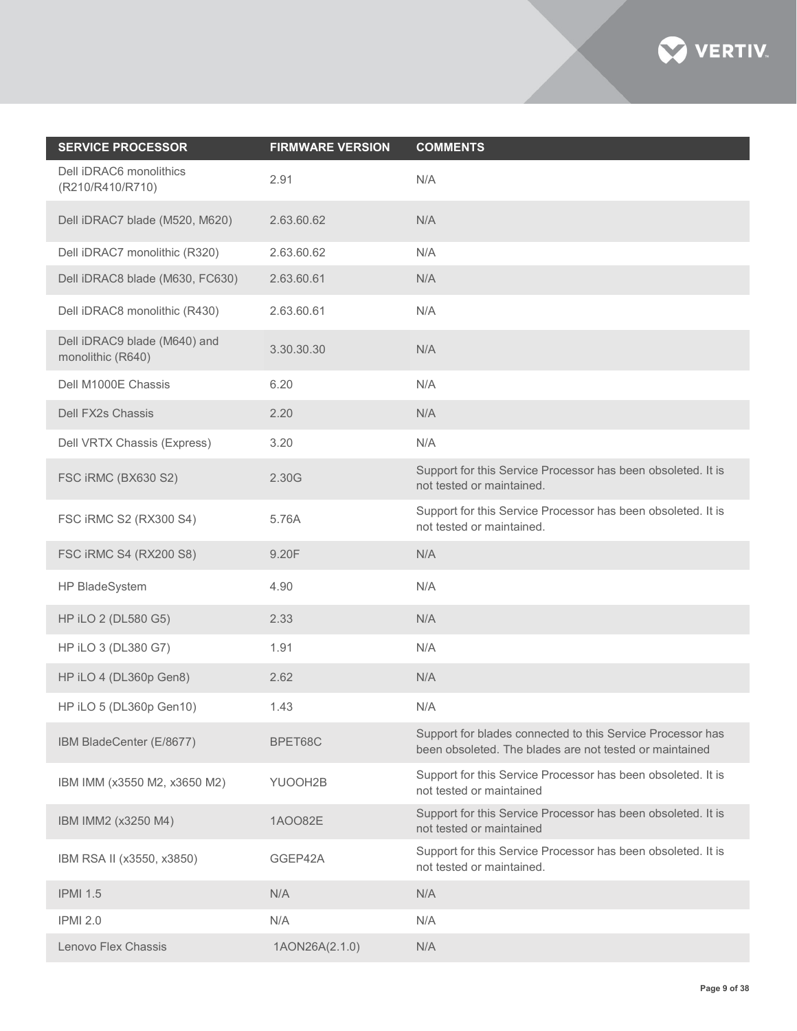| SERVICE PROCESSOR | FIRMWARE VERSION | COMMENTS |
| --- | --- | --- |
| Dell iDRAC6 monolithics (R210/R410/R710) | 2.91 | N/A |
| Dell iDRAC7 blade (M520, M620) | 2.63.60.62 | N/A |
| Dell iDRAC7 monolithic (R320) | 2.63.60.62 | N/A |
| Dell iDRAC8 blade (M630, FC630) | 2.63.60.61 | N/A |
| Dell iDRAC8 monolithic (R430) | 2.63.60.61 | N/A |
| Dell iDRAC9 blade (M640) and monolithic (R640) | 3.30.30.30 | N/A |
| Dell M1000E Chassis | 6.20 | N/A |
| Dell FX2s Chassis | 2.20 | N/A |
| Dell VRTX Chassis (Express) | 3.20 | N/A |
| FSC iRMC (BX630 S2) | 2.30G | Support for this Service Processor has been obsoleted. It is not tested or maintained. |
| FSC iRMC S2 (RX300 S4) | 5.76A | Support for this Service Processor has been obsoleted. It is not tested or maintained. |
| FSC iRMC S4 (RX200 S8) | 9.20F | N/A |
| HP BladeSystem | 4.90 | N/A |
| HP iLO 2 (DL580 G5) | 2.33 | N/A |
| HP iLO 3 (DL380 G7) | 1.91 | N/A |
| HP iLO 4 (DL360p Gen8) | 2.62 | N/A |
| HP iLO 5 (DL360p Gen10) | 1.43 | N/A |
| IBM BladeCenter (E/8677) | BPET68C | Support for blades connected to this Service Processor has been obsoleted. The blades are not tested or maintained |
| IBM IMM (x3550 M2, x3650 M2) | YUOOH2B | Support for this Service Processor has been obsoleted. It is not tested or maintained |
| IBM IMM2 (x3250 M4) | 1AOO82E | Support for this Service Processor has been obsoleted. It is not tested or maintained |
| IBM RSA II (x3550, x3850) | GGEP42A | Support for this Service Processor has been obsoleted. It is not tested or maintained. |
| IPMI 1.5 | N/A | N/A |
| IPMI 2.0 | N/A | N/A |
| Lenovo Flex Chassis | 1AON26A(2.1.0) | N/A |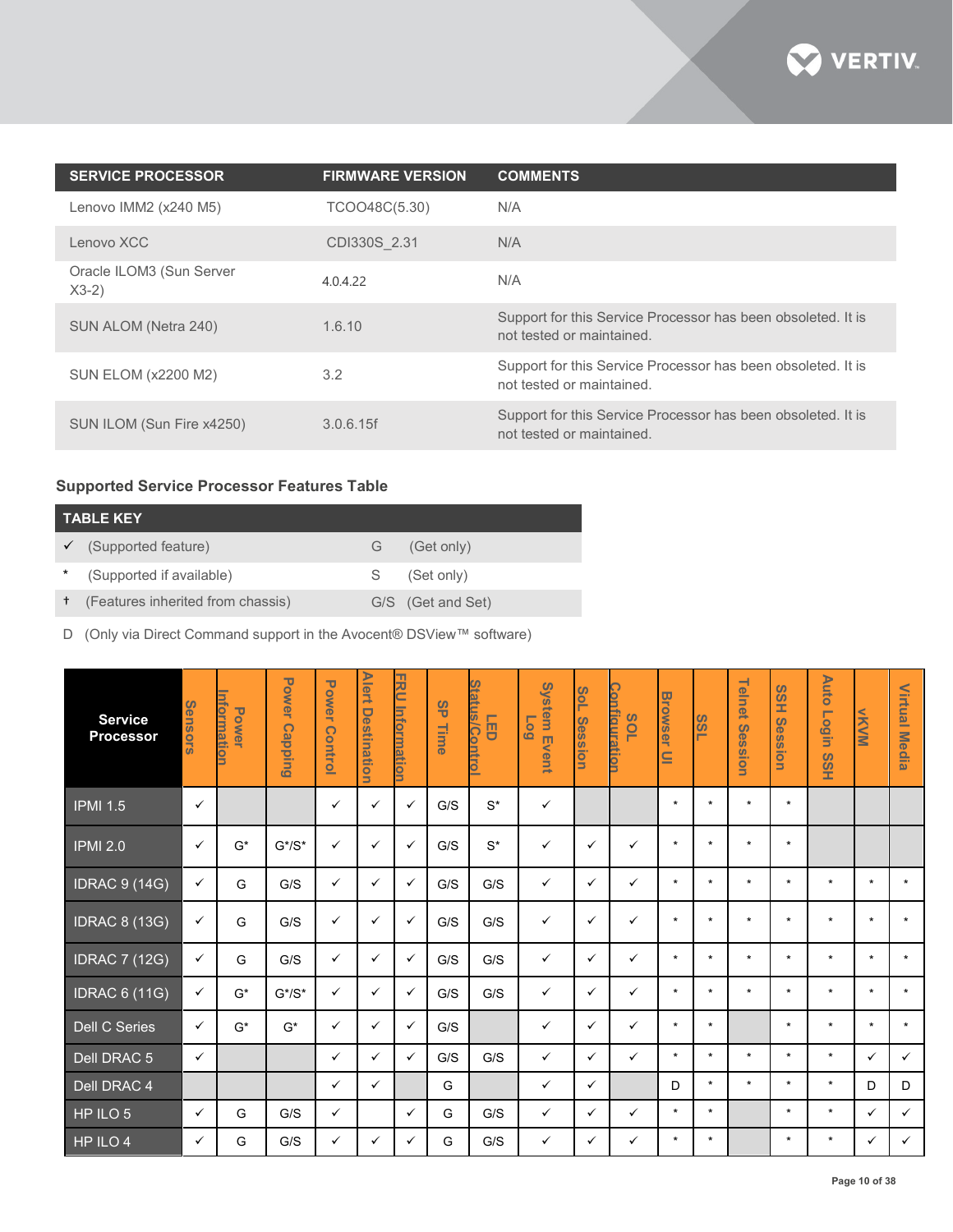| SERVICE PROCESSOR | FIRMWARE VERSION | COMMENTS |
|---|---|---|
| Lenovo IMM2 (x240 M5) | TCOO48C(5.30) | N/A |
| Lenovo XCC | CDI330S_2.31 | N/A |
| Oracle ILOM3 (Sun Server X3-2) | 4.0.4.22 | N/A |
| SUN ALOM (Netra 240) | 1.6.10 | Support for this Service Processor has been obsoleted. It is not tested or maintained. |
| SUN ELOM (x2200 M2) | 3.2 | Support for this Service Processor has been obsoleted. It is not tested or maintained. |
| SUN ILOM (Sun Fire x4250) | 3.0.6.15f | Support for this Service Processor has been obsoleted. It is not tested or maintained. |

### Supported Service Processor Features Table

| TABLE KEY | | | |
|---|---|---|---|
| ✓ | (Supported feature) | G | (Get only) |
| * | (Supported if available) | S | (Set only) |
| † | (Features inherited from chassis) | G/S | (Get and Set) |

D (Only via Direct Command support in the Avocent® DSView™ software)

| Service Processor | Sensors | Power Information | Power Capping | Power Control | Alert Destination | FRU Information | SP Time | LED Status/Control | System Event Log | SoL Session | SOL Configuration | Browser UI | SSL | Telnet Session | SSH Session | Auto Login SSH | vKVM | Virtual Media |
|---|---|---|---|---|---|---|---|---|---|---|---|---|---|---|---|---|---|---|
| IPMI 1.5 | ✓ | | | ✓ | ✓ | ✓ | G/S | S* | ✓ | | | * | * | * | * | | | |
| IPMI 2.0 | ✓ | G* | G*/S* | ✓ | ✓ | ✓ | G/S | S* | ✓ | ✓ | ✓ | * | * | * | * | | | |
| IDRAC 9 (14G) | ✓ | G | G/S | ✓ | ✓ | ✓ | G/S | G/S | ✓ | ✓ | ✓ | * | * | * | * | * | * | * |
| IDRAC 8 (13G) | ✓ | G | G/S | ✓ | ✓ | ✓ | G/S | G/S | ✓ | ✓ | ✓ | * | * | * | * | * | * | * |
| IDRAC 7 (12G) | ✓ | G | G/S | ✓ | ✓ | ✓ | G/S | G/S | ✓ | ✓ | ✓ | * | * | * | * | * | * | * |
| IDRAC 6 (11G) | ✓ | G* | G*/S* | ✓ | ✓ | ✓ | G/S | G/S | ✓ | ✓ | ✓ | * | * | * | * | * | * | * |
| Dell C Series | ✓ | G* | G* | ✓ | ✓ | ✓ | G/S | | ✓ | ✓ | ✓ | * | * | | * | * | * | * |
| Dell DRAC 5 | ✓ | | | ✓ | ✓ | ✓ | G/S | G/S | ✓ | ✓ | ✓ | * | * | * | * | * | ✓ | ✓ |
| Dell DRAC 4 | | | | ✓ | ✓ | | G | | ✓ | ✓ | | D | * | * | * | * | D | D |
| HP ILO 5 | ✓ | G | G/S | ✓ | | ✓ | G | G/S | ✓ | ✓ | ✓ | * | * | | * | * | ✓ | ✓ |
| HP ILO 4 | ✓ | G | G/S | ✓ | ✓ | ✓ | G | G/S | ✓ | ✓ | ✓ | * | * | | * | * | ✓ | ✓ |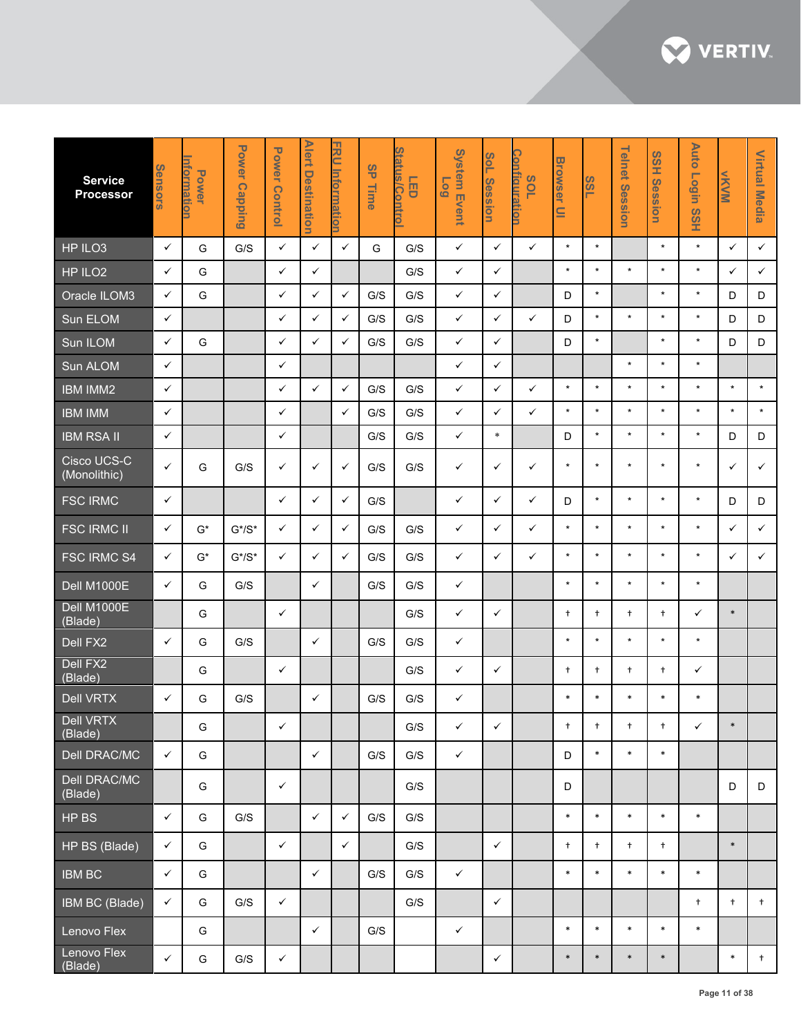| Service Processor | Sensors | Power Information | Power Capping | Power Control | Alert Destination | FRU Information | SP Time | LED Status/Control | System Event Log | SoL Session | SOL Configuration | Browser UI | SSL | Telnet Session | SSH Session | Auto Login SSH | vKVM | Virtual Media |
|---|---|---|---|---|---|---|---|---|---|---|---|---|---|---|---|---|---|---|
| HP ILO3 | ✓ | G | G/S | ✓ | ✓ | ✓ | G | G/S | ✓ | ✓ | ✓ | * | * | | * | * | ✓ | ✓ |
| HP ILO2 | ✓ | G | | ✓ | ✓ | | | G/S | ✓ | ✓ | | * | * | * | * | * | ✓ | ✓ |
| Oracle ILOM3 | ✓ | G | | ✓ | ✓ | ✓ | G/S | G/S | ✓ | ✓ | | D | * | | * | * | D | D |
| Sun ELOM | ✓ | | | ✓ | ✓ | ✓ | G/S | G/S | ✓ | ✓ | ✓ | D | * | * | * | * | D | D |
| Sun ILOM | ✓ | G | | ✓ | ✓ | ✓ | G/S | G/S | ✓ | ✓ | | D | * | | * | * | D | D |
| Sun ALOM | ✓ | | | ✓ | | | | | ✓ | ✓ | | | | * | * | * | | |
| IBM IMM2 | ✓ | | | ✓ | ✓ | ✓ | G/S | G/S | ✓ | ✓ | ✓ | * | * | * | * | * | * | * |
| IBM IMM | ✓ | | | ✓ | | ✓ | G/S | G/S | ✓ | ✓ | ✓ | * | * | * | * | * | * | * |
| IBM RSA II | ✓ | | | ✓ | | | G/S | G/S | ✓ | * | | D | * | * | * | * | D | D |
| Cisco UCS-C (Monolithic) | ✓ | G | G/S | ✓ | ✓ | ✓ | G/S | G/S | ✓ | ✓ | ✓ | * | * | * | * | * | ✓ | ✓ |
| FSC IRMC | ✓ | | | ✓ | ✓ | ✓ | G/S | | ✓ | ✓ | ✓ | D | * | * | * | * | D | D |
| FSC IRMC II | ✓ | G* | G*/S* | ✓ | ✓ | ✓ | G/S | G/S | ✓ | ✓ | ✓ | * | * | * | * | * | ✓ | ✓ |
| FSC IRMC S4 | ✓ | G* | G*/S* | ✓ | ✓ | ✓ | G/S | G/S | ✓ | ✓ | ✓ | * | * | * | * | * | ✓ | ✓ |
| Dell M1000E | ✓ | G | G/S | | ✓ | | G/S | G/S | ✓ | | | * | * | * | * | * | | |
| Dell M1000E (Blade) | | G | | ✓ | | | | G/S | ✓ | ✓ | | † | † | † | † | ✓ | * | |
| Dell FX2 | ✓ | G | G/S | | ✓ | | G/S | G/S | ✓ | | | * | * | * | * | * | | |
| Dell FX2 (Blade) | | G | | ✓ | | | | G/S | ✓ | ✓ | | † | † | † | † | ✓ | | |
| Dell VRTX | ✓ | G | G/S | | ✓ | | G/S | G/S | ✓ | | | * | * | * | * | * | | |
| Dell VRTX (Blade) | | G | | ✓ | | | | G/S | ✓ | ✓ | | † | † | † | † | ✓ | * | |
| Dell DRAC/MC | ✓ | G | | | ✓ | | G/S | G/S | ✓ | | | D | * | * | * | | | |
| Dell DRAC/MC (Blade) | | G | | ✓ | | | | G/S | | | | D | | | | | D | D |
| HP BS | ✓ | G | G/S | | ✓ | ✓ | G/S | G/S | | | | * | * | * | * | * | | |
| HP BS (Blade) | ✓ | G | | ✓ | | ✓ | | G/S | | ✓ | | † | † | † | † | | * | |
| IBM BC | ✓ | G | | | ✓ | | G/S | G/S | ✓ | | | * | * | * | * | * | | |
| IBM BC (Blade) | ✓ | G | G/S | ✓ | | | | G/S | | ✓ | | | | | | † | † | † |
| Lenovo Flex | | G | | | ✓ | | G/S | | ✓ | | | * | * | * | * | * | | |
| Lenovo Flex (Blade) | ✓ | G | G/S | ✓ | | | | | | ✓ | | * | * | * | * | | * | † |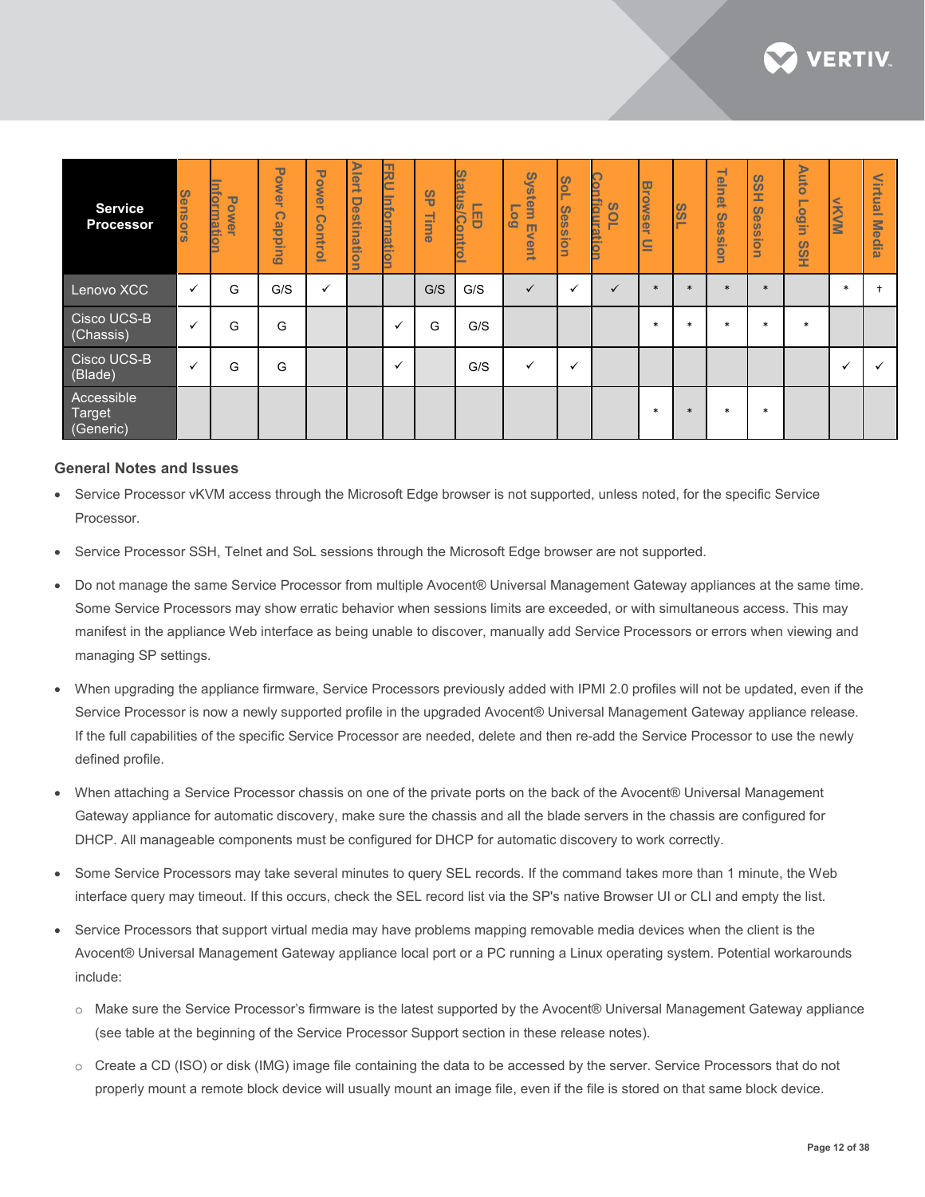| Service Processor | Sensors | Power Information | Power Capping | Power Control | Alert Destination | FRU Information | SP Time | LED Status/Control | System Event Log | SoL Session | SOL Configuration | Browser UI | SSL | Telnet Session | SSH Session | Auto Login SSH | vKVM | Virtual Media |
|---|---|---|---|---|---|---|---|---|---|---|---|---|---|---|---|---|---|---|
| Lenovo XCC | ✓ | G | G/S | ✓ | | | G/S | G/S | ✓ | ✓ | ✓ | * | * | * | * | | * | † |
| Cisco UCS-B (Chassis) | ✓ | G | G | | | ✓ | G | G/S | | | | * | * | * | * | * | | |
| Cisco UCS-B (Blade) | ✓ | G | G | | | ✓ | | G/S | ✓ | ✓ | | | | | | | ✓ | ✓ |
| Accessible Target (Generic) | | | | | | | | | | | | * | * | * | * | | | |

### General Notes and Issues

- Service Processor vKVM access through the Microsoft Edge browser is not supported, unless noted, for the specific Service Processor.
- Service Processor SSH, Telnet and SoL sessions through the Microsoft Edge browser are not supported.
- Do not manage the same Service Processor from multiple Avocent® Universal Management Gateway appliances at the same time. Some Service Processors may show erratic behavior when sessions limits are exceeded, or with simultaneous access. This may manifest in the appliance Web interface as being unable to discover, manually add Service Processors or errors when viewing and managing SP settings.
- When upgrading the appliance firmware, Service Processors previously added with IPMI 2.0 profiles will not be updated, even if the Service Processor is now a newly supported profile in the upgraded Avocent® Universal Management Gateway appliance release. If the full capabilities of the specific Service Processor are needed, delete and then re-add the Service Processor to use the newly defined profile.
- When attaching a Service Processor chassis on one of the private ports on the back of the Avocent® Universal Management Gateway appliance for automatic discovery, make sure the chassis and all the blade servers in the chassis are configured for DHCP. All manageable components must be configured for DHCP for automatic discovery to work correctly.
- Some Service Processors may take several minutes to query SEL records. If the command takes more than 1 minute, the Web interface query may timeout. If this occurs, check the SEL record list via the SP's native Browser UI or CLI and empty the list.
- Service Processors that support virtual media may have problems mapping removable media devices when the client is the Avocent® Universal Management Gateway appliance local port or a PC running a Linux operating system. Potential workarounds include:
  - Make sure the Service Processor's firmware is the latest supported by the Avocent® Universal Management Gateway appliance (see table at the beginning of the Service Processor Support section in these release notes).
  - Create a CD (ISO) or disk (IMG) image file containing the data to be accessed by the server. Service Processors that do not properly mount a remote block device will usually mount an image file, even if the file is stored on that same block device.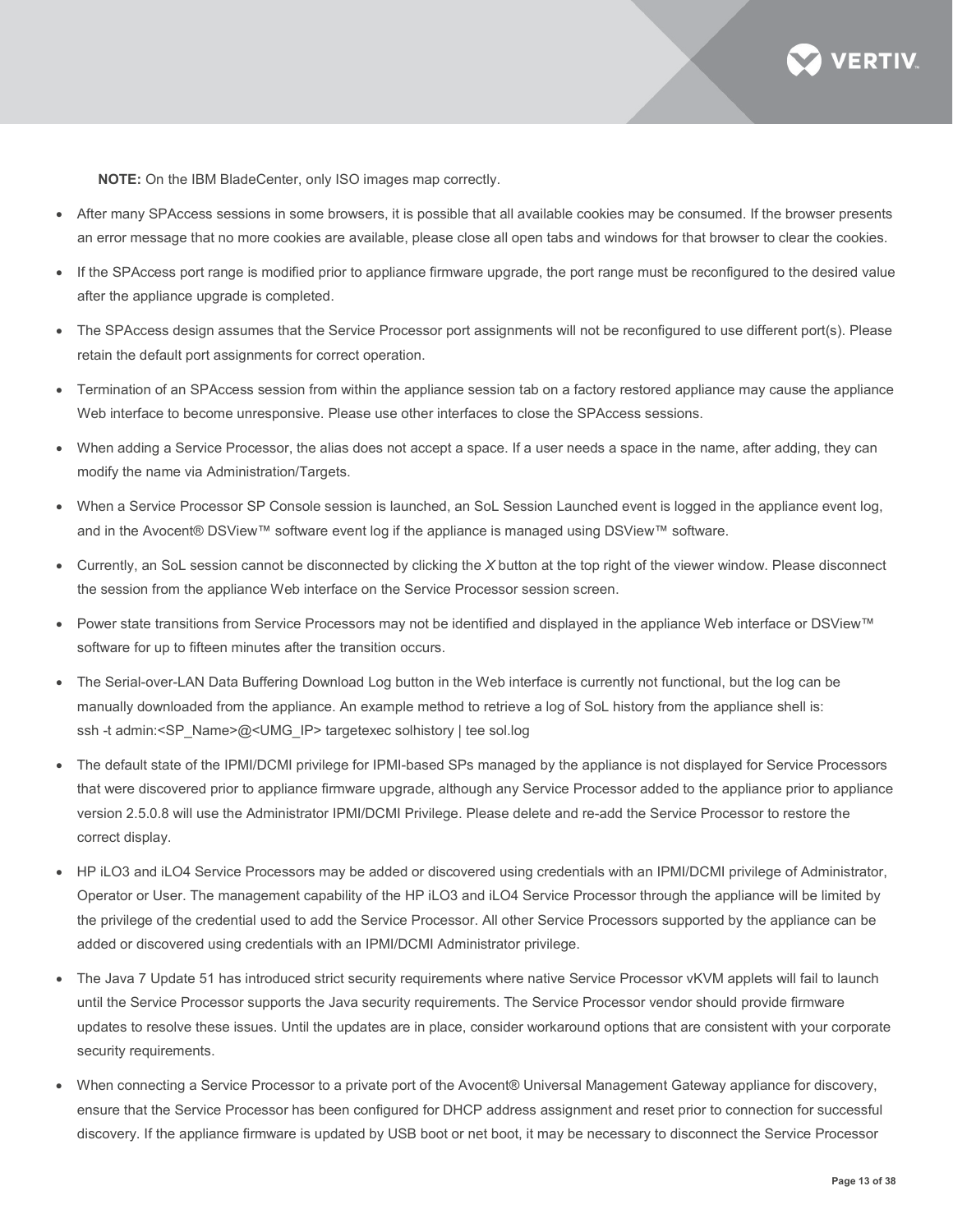**NOTE:** On the IBM BladeCenter, only ISO images map correctly.

- After many SPAccess sessions in some browsers, it is possible that all available cookies may be consumed. If the browser presents an error message that no more cookies are available, please close all open tabs and windows for that browser to clear the cookies.
- If the SPAccess port range is modified prior to appliance firmware upgrade, the port range must be reconfigured to the desired value after the appliance upgrade is completed.
- The SPAccess design assumes that the Service Processor port assignments will not be reconfigured to use different port(s). Please retain the default port assignments for correct operation.
- Termination of an SPAccess session from within the appliance session tab on a factory restored appliance may cause the appliance Web interface to become unresponsive. Please use other interfaces to close the SPAccess sessions.
- When adding a Service Processor, the alias does not accept a space. If a user needs a space in the name, after adding, they can modify the name via Administration/Targets.
- When a Service Processor SP Console session is launched, an SoL Session Launched event is logged in the appliance event log, and in the Avocent® DSView™ software event log if the appliance is managed using DSView™ software.
- Currently, an SoL session cannot be disconnected by clicking the *X* button at the top right of the viewer window. Please disconnect the session from the appliance Web interface on the Service Processor session screen.
- Power state transitions from Service Processors may not be identified and displayed in the appliance Web interface or DSView™ software for up to fifteen minutes after the transition occurs.
- The Serial-over-LAN Data Buffering Download Log button in the Web interface is currently not functional, but the log can be manually downloaded from the appliance. An example method to retrieve a log of SoL history from the appliance shell is:
  ssh -t admin:<SP_Name>@<UMG_IP> targetexec solhistory | tee sol.log
- The default state of the IPMI/DCMI privilege for IPMI-based SPs managed by the appliance is not displayed for Service Processors that were discovered prior to appliance firmware upgrade, although any Service Processor added to the appliance prior to appliance version 2.5.0.8 will use the Administrator IPMI/DCMI Privilege. Please delete and re-add the Service Processor to restore the correct display.
- HP iLO3 and iLO4 Service Processors may be added or discovered using credentials with an IPMI/DCMI privilege of Administrator, Operator or User. The management capability of the HP iLO3 and iLO4 Service Processor through the appliance will be limited by the privilege of the credential used to add the Service Processor. All other Service Processors supported by the appliance can be added or discovered using credentials with an IPMI/DCMI Administrator privilege.
- The Java 7 Update 51 has introduced strict security requirements where native Service Processor vKVM applets will fail to launch until the Service Processor supports the Java security requirements. The Service Processor vendor should provide firmware updates to resolve these issues. Until the updates are in place, consider workaround options that are consistent with your corporate security requirements.
- When connecting a Service Processor to a private port of the Avocent® Universal Management Gateway appliance for discovery, ensure that the Service Processor has been configured for DHCP address assignment and reset prior to connection for successful discovery. If the appliance firmware is updated by USB boot or net boot, it may be necessary to disconnect the Service Processor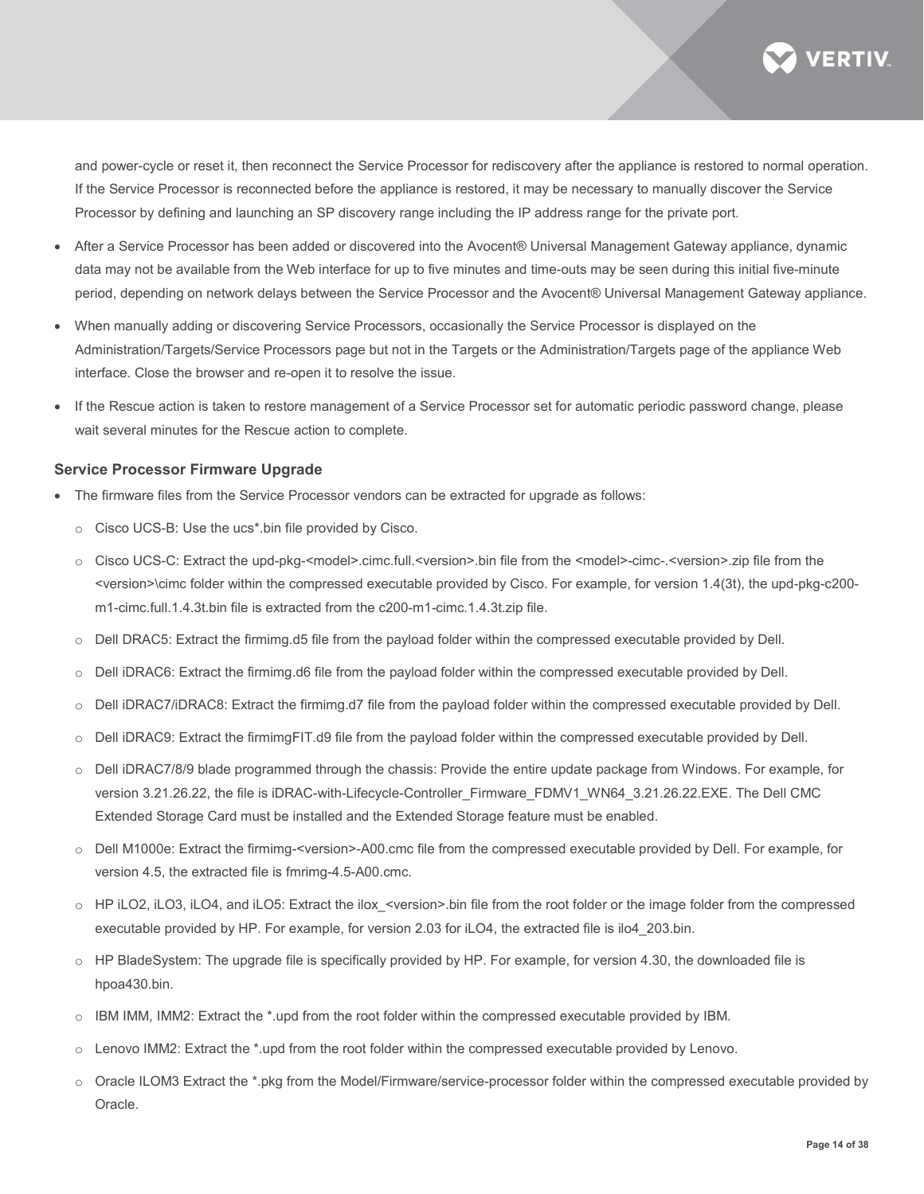and power-cycle or reset it, then reconnect the Service Processor for rediscovery after the appliance is restored to normal operation. If the Service Processor is reconnected before the appliance is restored, it may be necessary to manually discover the Service Processor by defining and launching an SP discovery range including the IP address range for the private port.

- After a Service Processor has been added or discovered into the Avocent® Universal Management Gateway appliance, dynamic data may not be available from the Web interface for up to five minutes and time-outs may be seen during this initial five-minute period, depending on network delays between the Service Processor and the Avocent® Universal Management Gateway appliance.
- When manually adding or discovering Service Processors, occasionally the Service Processor is displayed on the Administration/Targets/Service Processors page but not in the Targets or the Administration/Targets page of the appliance Web interface. Close the browser and re-open it to resolve the issue.
- If the Rescue action is taken to restore management of a Service Processor set for automatic periodic password change, please wait several minutes for the Rescue action to complete.

### Service Processor Firmware Upgrade

- The firmware files from the Service Processor vendors can be extracted for upgrade as follows:
  - Cisco UCS-B: Use the ucs*.bin file provided by Cisco.
  - Cisco UCS-C: Extract the upd-pkg-<model>.cimc.full.<version>.bin file from the <model>-cimc-.<version>.zip file from the <version>\cimc folder within the compressed executable provided by Cisco. For example, for version 1.4(3t), the upd-pkg-c200-m1-cimc.full.1.4.3t.bin file is extracted from the c200-m1-cimc.1.4.3t.zip file.
  - Dell DRAC5: Extract the firmimg.d5 file from the payload folder within the compressed executable provided by Dell.
  - Dell iDRAC6: Extract the firmimg.d6 file from the payload folder within the compressed executable provided by Dell.
  - Dell iDRAC7/iDRAC8: Extract the firmimg.d7 file from the payload folder within the compressed executable provided by Dell.
  - Dell iDRAC9: Extract the firmimgFIT.d9 file from the payload folder within the compressed executable provided by Dell.
  - Dell iDRAC7/8/9 blade programmed through the chassis: Provide the entire update package from Windows. For example, for version 3.21.26.22, the file is iDRAC-with-Lifecycle-Controller_Firmware_FDMV1_WN64_3.21.26.22.EXE. The Dell CMC Extended Storage Card must be installed and the Extended Storage feature must be enabled.
  - Dell M1000e: Extract the firmimg-<version>-A00.cmc file from the compressed executable provided by Dell. For example, for version 4.5, the extracted file is fmrimg-4.5-A00.cmc.
  - HP iLO2, iLO3, iLO4, and iLO5: Extract the ilox_<version>.bin file from the root folder or the image folder from the compressed executable provided by HP. For example, for version 2.03 for iLO4, the extracted file is ilo4_203.bin.
  - HP BladeSystem: The upgrade file is specifically provided by HP. For example, for version 4.30, the downloaded file is hpoa430.bin.
  - IBM IMM, IMM2: Extract the *.upd from the root folder within the compressed executable provided by IBM.
  - Lenovo IMM2: Extract the *.upd from the root folder within the compressed executable provided by Lenovo.
  - Oracle ILOM3 Extract the *.pkg from the Model/Firmware/service-processor folder within the compressed executable provided by Oracle.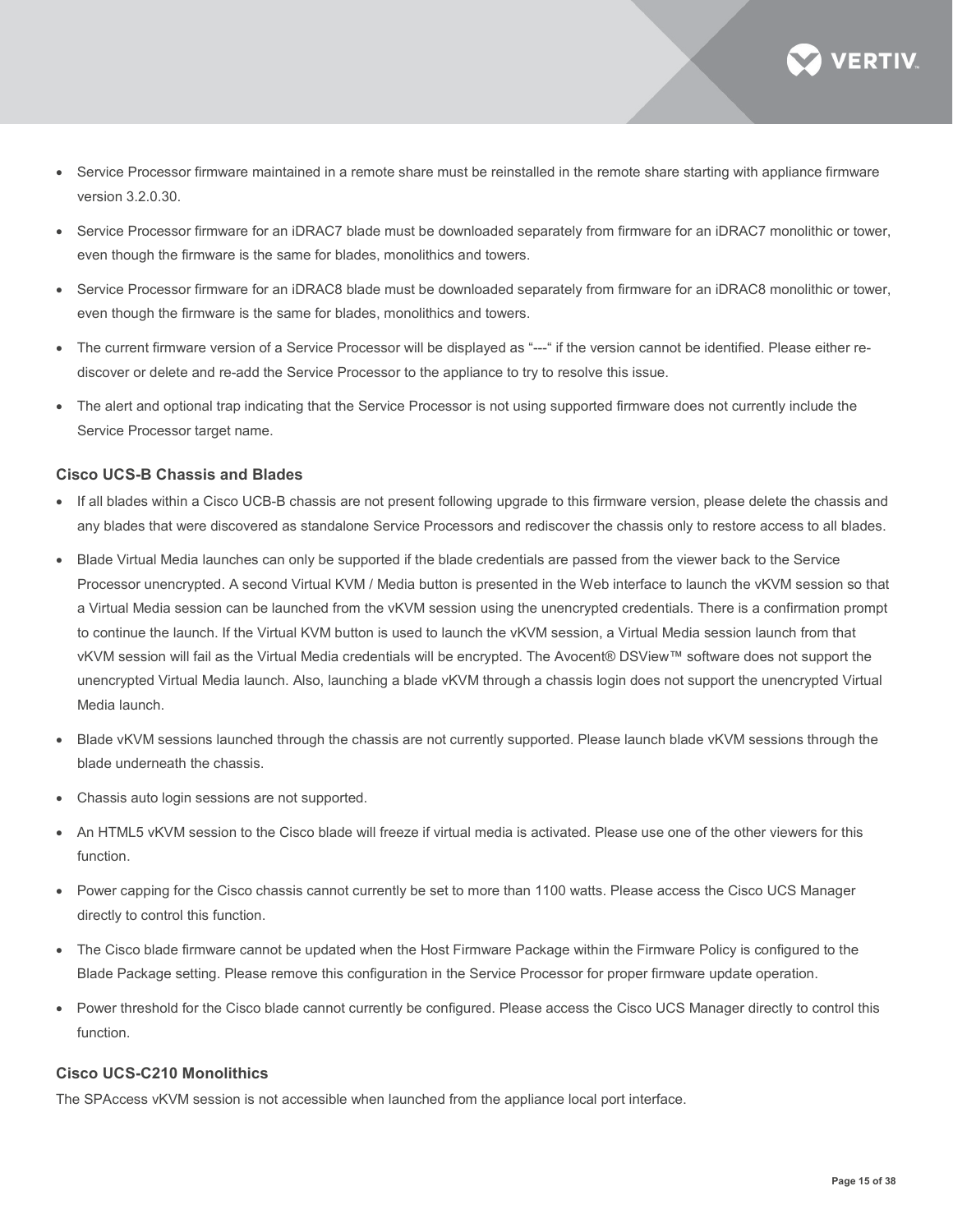- Service Processor firmware maintained in a remote share must be reinstalled in the remote share starting with appliance firmware version 3.2.0.30.
- Service Processor firmware for an iDRAC7 blade must be downloaded separately from firmware for an iDRAC7 monolithic or tower, even though the firmware is the same for blades, monolithics and towers.
- Service Processor firmware for an iDRAC8 blade must be downloaded separately from firmware for an iDRAC8 monolithic or tower, even though the firmware is the same for blades, monolithics and towers.
- The current firmware version of a Service Processor will be displayed as "---" if the version cannot be identified. Please either re-discover or delete and re-add the Service Processor to the appliance to try to resolve this issue.
- The alert and optional trap indicating that the Service Processor is not using supported firmware does not currently include the Service Processor target name.

### Cisco UCS-B Chassis and Blades

- If all blades within a Cisco UCB-B chassis are not present following upgrade to this firmware version, please delete the chassis and any blades that were discovered as standalone Service Processors and rediscover the chassis only to restore access to all blades.
- Blade Virtual Media launches can only be supported if the blade credentials are passed from the viewer back to the Service Processor unencrypted. A second Virtual KVM / Media button is presented in the Web interface to launch the vKVM session so that a Virtual Media session can be launched from the vKVM session using the unencrypted credentials. There is a confirmation prompt to continue the launch. If the Virtual KVM button is used to launch the vKVM session, a Virtual Media session launch from that vKVM session will fail as the Virtual Media credentials will be encrypted. The Avocent® DSView™ software does not support the unencrypted Virtual Media launch. Also, launching a blade vKVM through a chassis login does not support the unencrypted Virtual Media launch.
- Blade vKVM sessions launched through the chassis are not currently supported. Please launch blade vKVM sessions through the blade underneath the chassis.
- Chassis auto login sessions are not supported.
- An HTML5 vKVM session to the Cisco blade will freeze if virtual media is activated. Please use one of the other viewers for this function.
- Power capping for the Cisco chassis cannot currently be set to more than 1100 watts. Please access the Cisco UCS Manager directly to control this function.
- The Cisco blade firmware cannot be updated when the Host Firmware Package within the Firmware Policy is configured to the Blade Package setting. Please remove this configuration in the Service Processor for proper firmware update operation.
- Power threshold for the Cisco blade cannot currently be configured. Please access the Cisco UCS Manager directly to control this function.

### Cisco UCS-C210 Monolithics

The SPAccess vKVM session is not accessible when launched from the appliance local port interface.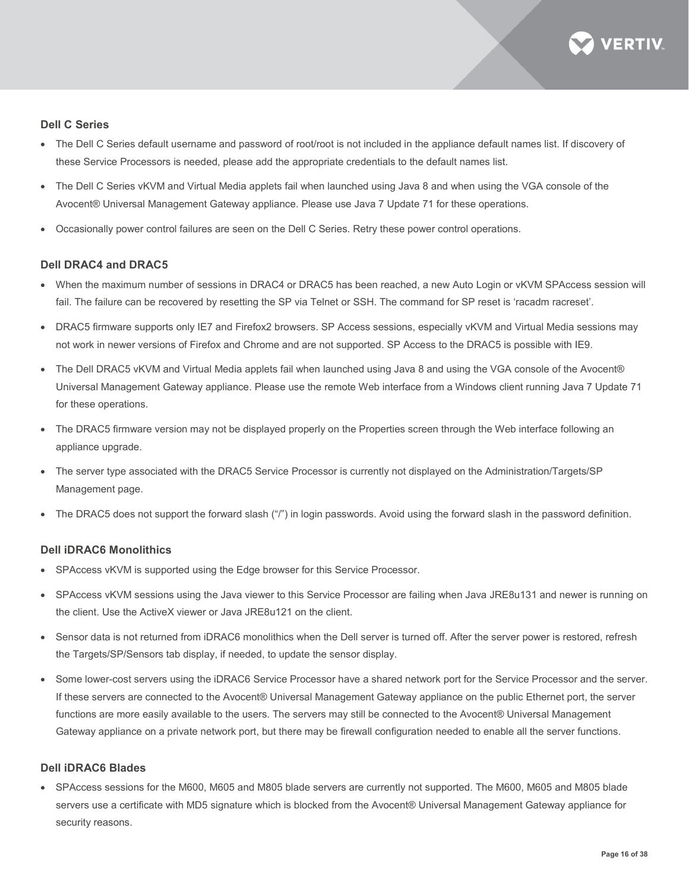### Dell C Series

- The Dell C Series default username and password of root/root is not included in the appliance default names list. If discovery of these Service Processors is needed, please add the appropriate credentials to the default names list.
- The Dell C Series vKVM and Virtual Media applets fail when launched using Java 8 and when using the VGA console of the Avocent® Universal Management Gateway appliance. Please use Java 7 Update 71 for these operations.
- Occasionally power control failures are seen on the Dell C Series. Retry these power control operations.

### Dell DRAC4 and DRAC5

- When the maximum number of sessions in DRAC4 or DRAC5 has been reached, a new Auto Login or vKVM SPAccess session will fail. The failure can be recovered by resetting the SP via Telnet or SSH. The command for SP reset is 'racadm racreset'.
- DRAC5 firmware supports only IE7 and Firefox2 browsers. SP Access sessions, especially vKVM and Virtual Media sessions may not work in newer versions of Firefox and Chrome and are not supported. SP Access to the DRAC5 is possible with IE9.
- The Dell DRAC5 vKVM and Virtual Media applets fail when launched using Java 8 and using the VGA console of the Avocent® Universal Management Gateway appliance. Please use the remote Web interface from a Windows client running Java 7 Update 71 for these operations.
- The DRAC5 firmware version may not be displayed properly on the Properties screen through the Web interface following an appliance upgrade.
- The server type associated with the DRAC5 Service Processor is currently not displayed on the Administration/Targets/SP Management page.
- The DRAC5 does not support the forward slash ("/") in login passwords. Avoid using the forward slash in the password definition.

### Dell iDRAC6 Monolithics

- SPAccess vKVM is supported using the Edge browser for this Service Processor.
- SPAccess vKVM sessions using the Java viewer to this Service Processor are failing when Java JRE8u131 and newer is running on the client. Use the ActiveX viewer or Java JRE8u121 on the client.
- Sensor data is not returned from iDRAC6 monolithics when the Dell server is turned off. After the server power is restored, refresh the Targets/SP/Sensors tab display, if needed, to update the sensor display.
- Some lower-cost servers using the iDRAC6 Service Processor have a shared network port for the Service Processor and the server. If these servers are connected to the Avocent® Universal Management Gateway appliance on the public Ethernet port, the server functions are more easily available to the users. The servers may still be connected to the Avocent® Universal Management Gateway appliance on a private network port, but there may be firewall configuration needed to enable all the server functions.

### Dell iDRAC6 Blades

- SPAccess sessions for the M600, M605 and M805 blade servers are currently not supported. The M600, M605 and M805 blade servers use a certificate with MD5 signature which is blocked from the Avocent® Universal Management Gateway appliance for security reasons.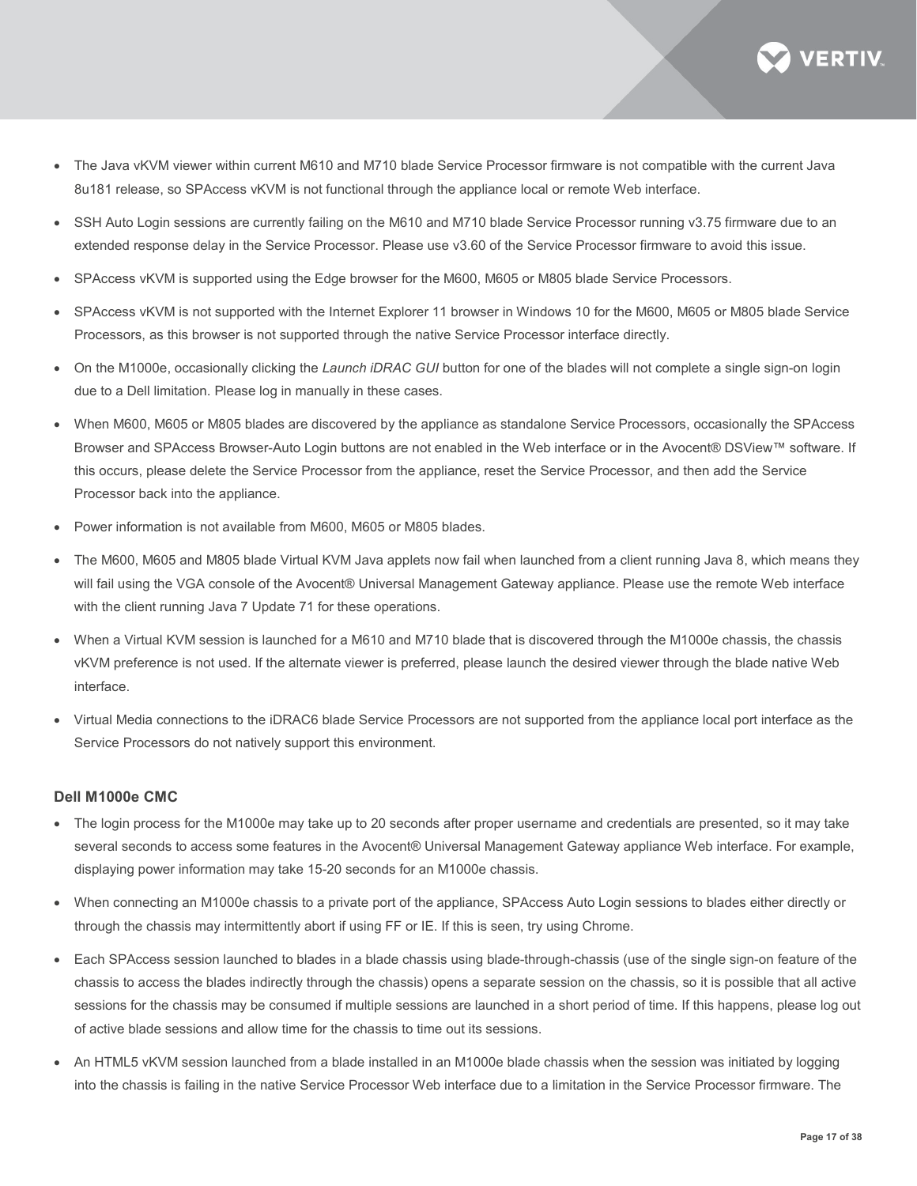- The Java vKVM viewer within current M610 and M710 blade Service Processor firmware is not compatible with the current Java 8u181 release, so SPAccess vKVM is not functional through the appliance local or remote Web interface.
- SSH Auto Login sessions are currently failing on the M610 and M710 blade Service Processor running v3.75 firmware due to an extended response delay in the Service Processor. Please use v3.60 of the Service Processor firmware to avoid this issue.
- SPAccess vKVM is supported using the Edge browser for the M600, M605 or M805 blade Service Processors.
- SPAccess vKVM is not supported with the Internet Explorer 11 browser in Windows 10 for the M600, M605 or M805 blade Service Processors, as this browser is not supported through the native Service Processor interface directly.
- On the M1000e, occasionally clicking the *Launch iDRAC GUI* button for one of the blades will not complete a single sign-on login due to a Dell limitation. Please log in manually in these cases.
- When M600, M605 or M805 blades are discovered by the appliance as standalone Service Processors, occasionally the SPAccess Browser and SPAccess Browser-Auto Login buttons are not enabled in the Web interface or in the Avocent® DSView™ software. If this occurs, please delete the Service Processor from the appliance, reset the Service Processor, and then add the Service Processor back into the appliance.
- Power information is not available from M600, M605 or M805 blades.
- The M600, M605 and M805 blade Virtual KVM Java applets now fail when launched from a client running Java 8, which means they will fail using the VGA console of the Avocent® Universal Management Gateway appliance. Please use the remote Web interface with the client running Java 7 Update 71 for these operations.
- When a Virtual KVM session is launched for a M610 and M710 blade that is discovered through the M1000e chassis, the chassis vKVM preference is not used. If the alternate viewer is preferred, please launch the desired viewer through the blade native Web interface.
- Virtual Media connections to the iDRAC6 blade Service Processors are not supported from the appliance local port interface as the Service Processors do not natively support this environment.

### Dell M1000e CMC

- The login process for the M1000e may take up to 20 seconds after proper username and credentials are presented, so it may take several seconds to access some features in the Avocent® Universal Management Gateway appliance Web interface. For example, displaying power information may take 15-20 seconds for an M1000e chassis.
- When connecting an M1000e chassis to a private port of the appliance, SPAccess Auto Login sessions to blades either directly or through the chassis may intermittently abort if using FF or IE. If this is seen, try using Chrome.
- Each SPAccess session launched to blades in a blade chassis using blade-through-chassis (use of the single sign-on feature of the chassis to access the blades indirectly through the chassis) opens a separate session on the chassis, so it is possible that all active sessions for the chassis may be consumed if multiple sessions are launched in a short period of time. If this happens, please log out of active blade sessions and allow time for the chassis to time out its sessions.
- An HTML5 vKVM session launched from a blade installed in an M1000e blade chassis when the session was initiated by logging into the chassis is failing in the native Service Processor Web interface due to a limitation in the Service Processor firmware. The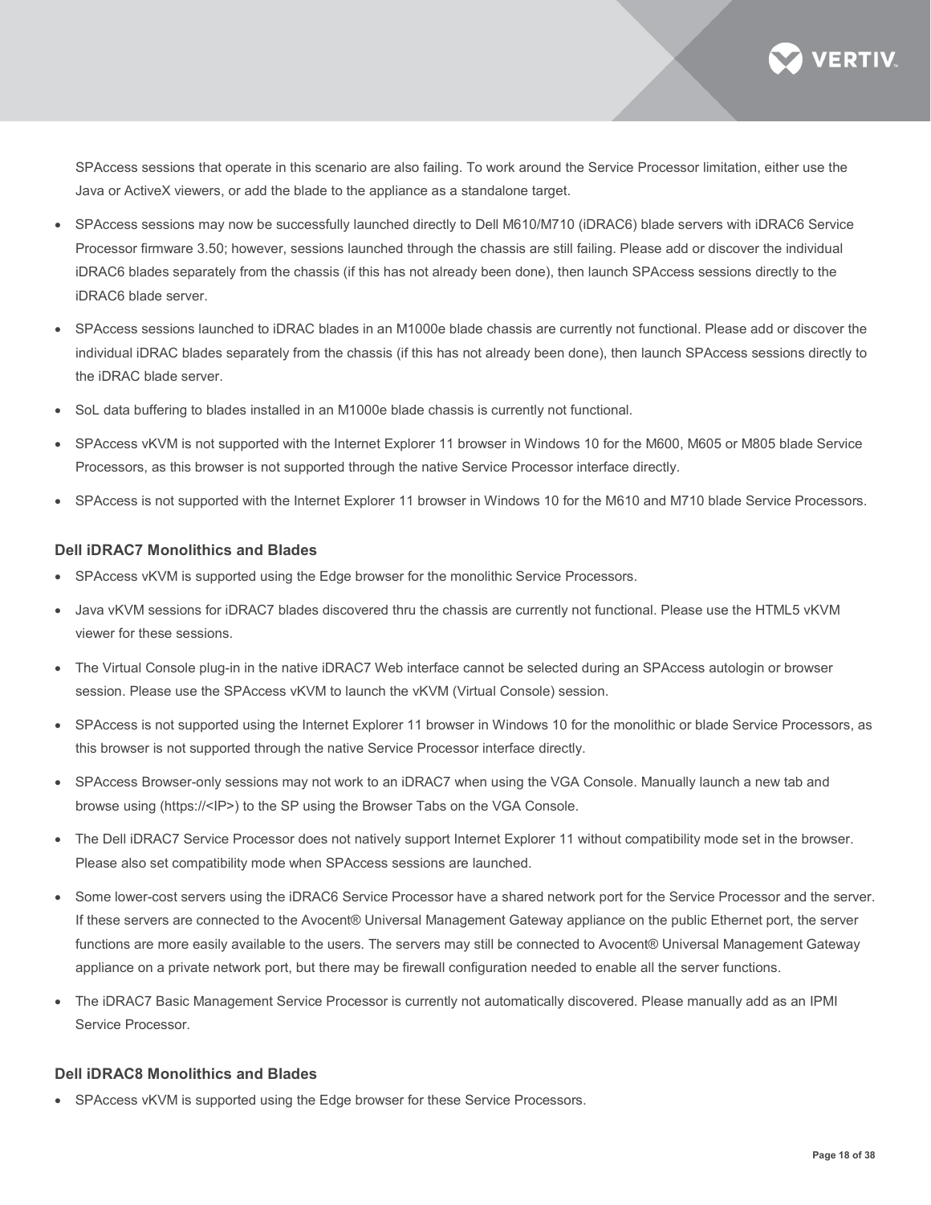SPAccess sessions that operate in this scenario are also failing. To work around the Service Processor limitation, either use the Java or ActiveX viewers, or add the blade to the appliance as a standalone target.

- SPAccess sessions may now be successfully launched directly to Dell M610/M710 (iDRAC6) blade servers with iDRAC6 Service Processor firmware 3.50; however, sessions launched through the chassis are still failing. Please add or discover the individual iDRAC6 blades separately from the chassis (if this has not already been done), then launch SPAccess sessions directly to the iDRAC6 blade server.
- SPAccess sessions launched to iDRAC blades in an M1000e blade chassis are currently not functional. Please add or discover the individual iDRAC blades separately from the chassis (if this has not already been done), then launch SPAccess sessions directly to the iDRAC blade server.
- SoL data buffering to blades installed in an M1000e blade chassis is currently not functional.
- SPAccess vKVM is not supported with the Internet Explorer 11 browser in Windows 10 for the M600, M605 or M805 blade Service Processors, as this browser is not supported through the native Service Processor interface directly.
- SPAccess is not supported with the Internet Explorer 11 browser in Windows 10 for the M610 and M710 blade Service Processors.

### Dell iDRAC7 Monolithics and Blades

- SPAccess vKVM is supported using the Edge browser for the monolithic Service Processors.
- Java vKVM sessions for iDRAC7 blades discovered thru the chassis are currently not functional. Please use the HTML5 vKVM viewer for these sessions.
- The Virtual Console plug-in in the native iDRAC7 Web interface cannot be selected during an SPAccess autologin or browser session. Please use the SPAccess vKVM to launch the vKVM (Virtual Console) session.
- SPAccess is not supported using the Internet Explorer 11 browser in Windows 10 for the monolithic or blade Service Processors, as this browser is not supported through the native Service Processor interface directly.
- SPAccess Browser-only sessions may not work to an iDRAC7 when using the VGA Console. Manually launch a new tab and browse using (https://<IP>) to the SP using the Browser Tabs on the VGA Console.
- The Dell iDRAC7 Service Processor does not natively support Internet Explorer 11 without compatibility mode set in the browser. Please also set compatibility mode when SPAccess sessions are launched.
- Some lower-cost servers using the iDRAC6 Service Processor have a shared network port for the Service Processor and the server. If these servers are connected to the Avocent® Universal Management Gateway appliance on the public Ethernet port, the server functions are more easily available to the users. The servers may still be connected to Avocent® Universal Management Gateway appliance on a private network port, but there may be firewall configuration needed to enable all the server functions.
- The iDRAC7 Basic Management Service Processor is currently not automatically discovered. Please manually add as an IPMI Service Processor.

### Dell iDRAC8 Monolithics and Blades

- SPAccess vKVM is supported using the Edge browser for these Service Processors.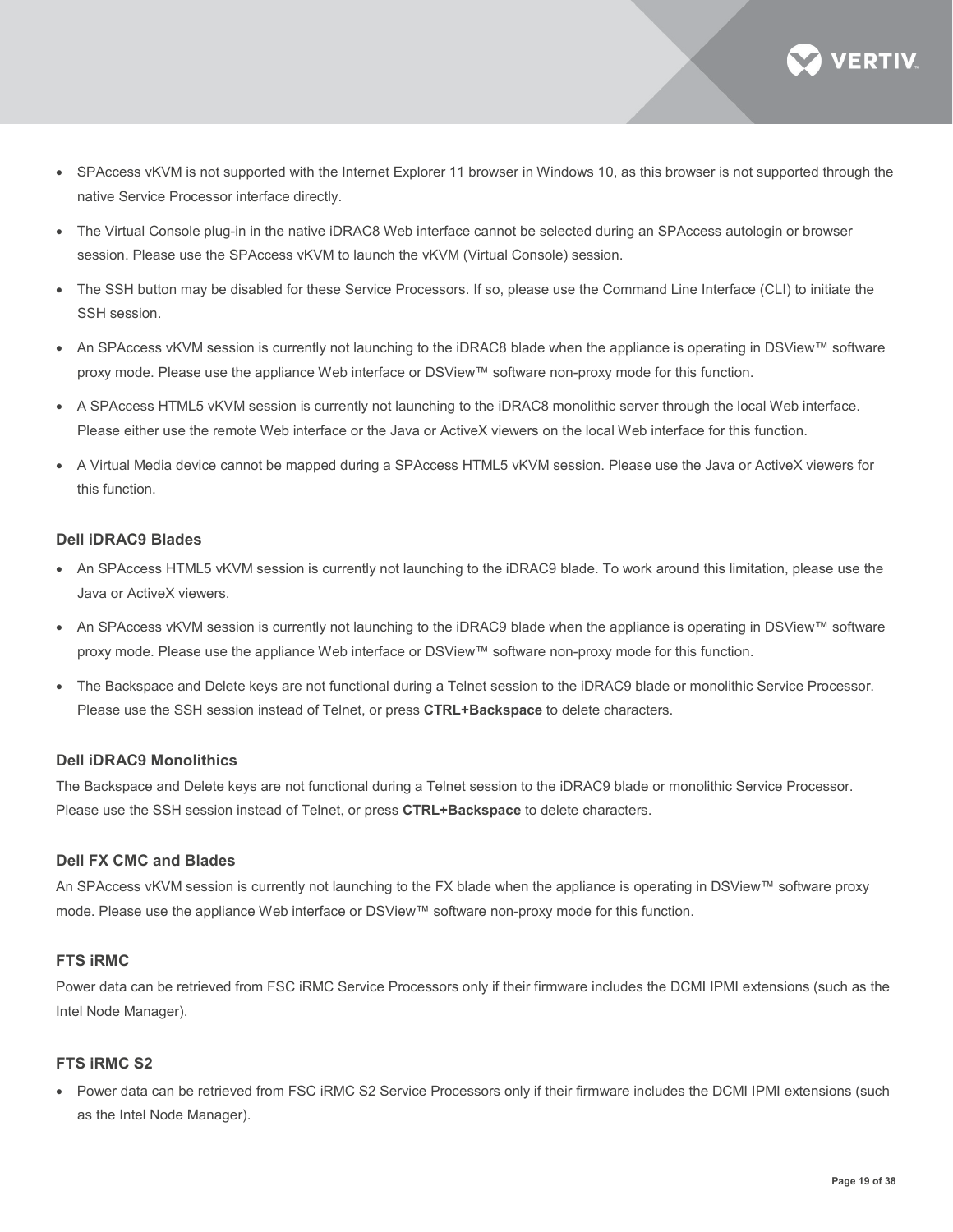- SPAccess vKVM is not supported with the Internet Explorer 11 browser in Windows 10, as this browser is not supported through the native Service Processor interface directly.
- The Virtual Console plug-in in the native iDRAC8 Web interface cannot be selected during an SPAccess autologin or browser session. Please use the SPAccess vKVM to launch the vKVM (Virtual Console) session.
- The SSH button may be disabled for these Service Processors. If so, please use the Command Line Interface (CLI) to initiate the SSH session.
- An SPAccess vKVM session is currently not launching to the iDRAC8 blade when the appliance is operating in DSView™ software proxy mode. Please use the appliance Web interface or DSView™ software non-proxy mode for this function.
- A SPAccess HTML5 vKVM session is currently not launching to the iDRAC8 monolithic server through the local Web interface. Please either use the remote Web interface or the Java or ActiveX viewers on the local Web interface for this function.
- A Virtual Media device cannot be mapped during a SPAccess HTML5 vKVM session. Please use the Java or ActiveX viewers for this function.

### Dell iDRAC9 Blades

- An SPAccess HTML5 vKVM session is currently not launching to the iDRAC9 blade. To work around this limitation, please use the Java or ActiveX viewers.
- An SPAccess vKVM session is currently not launching to the iDRAC9 blade when the appliance is operating in DSView™ software proxy mode. Please use the appliance Web interface or DSView™ software non-proxy mode for this function.
- The Backspace and Delete keys are not functional during a Telnet session to the iDRAC9 blade or monolithic Service Processor. Please use the SSH session instead of Telnet, or press **CTRL+Backspace** to delete characters.

### Dell iDRAC9 Monolithics

The Backspace and Delete keys are not functional during a Telnet session to the iDRAC9 blade or monolithic Service Processor. Please use the SSH session instead of Telnet, or press **CTRL+Backspace** to delete characters.

### Dell FX CMC and Blades

An SPAccess vKVM session is currently not launching to the FX blade when the appliance is operating in DSView™ software proxy mode. Please use the appliance Web interface or DSView™ software non-proxy mode for this function.

### FTS iRMC

Power data can be retrieved from FSC iRMC Service Processors only if their firmware includes the DCMI IPMI extensions (such as the Intel Node Manager).

### FTS iRMC S2

- Power data can be retrieved from FSC iRMC S2 Service Processors only if their firmware includes the DCMI IPMI extensions (such as the Intel Node Manager).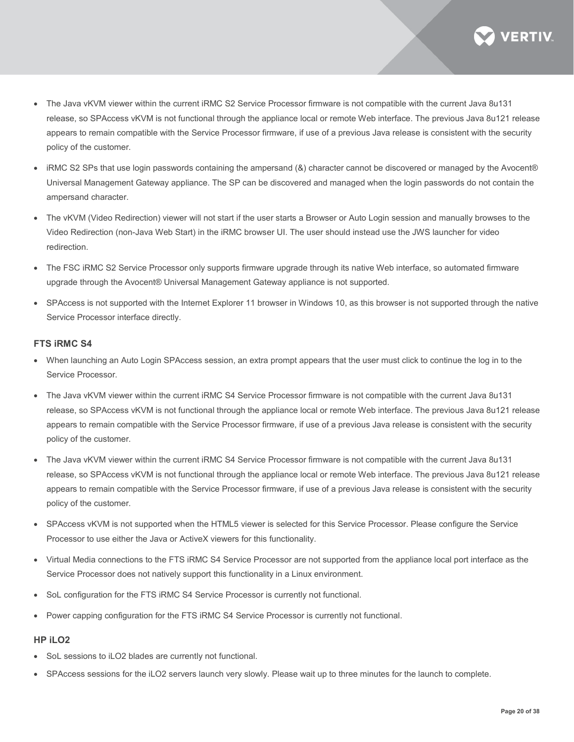- The Java vKVM viewer within the current iRMC S2 Service Processor firmware is not compatible with the current Java 8u131 release, so SPAccess vKVM is not functional through the appliance local or remote Web interface. The previous Java 8u121 release appears to remain compatible with the Service Processor firmware, if use of a previous Java release is consistent with the security policy of the customer.
- iRMC S2 SPs that use login passwords containing the ampersand (&) character cannot be discovered or managed by the Avocent® Universal Management Gateway appliance. The SP can be discovered and managed when the login passwords do not contain the ampersand character.
- The vKVM (Video Redirection) viewer will not start if the user starts a Browser or Auto Login session and manually browses to the Video Redirection (non-Java Web Start) in the iRMC browser UI. The user should instead use the JWS launcher for video redirection.
- The FSC iRMC S2 Service Processor only supports firmware upgrade through its native Web interface, so automated firmware upgrade through the Avocent® Universal Management Gateway appliance is not supported.
- SPAccess is not supported with the Internet Explorer 11 browser in Windows 10, as this browser is not supported through the native Service Processor interface directly.

### FTS iRMC S4

- When launching an Auto Login SPAccess session, an extra prompt appears that the user must click to continue the log in to the Service Processor.
- The Java vKVM viewer within the current iRMC S4 Service Processor firmware is not compatible with the current Java 8u131 release, so SPAccess vKVM is not functional through the appliance local or remote Web interface. The previous Java 8u121 release appears to remain compatible with the Service Processor firmware, if use of a previous Java release is consistent with the security policy of the customer.
- The Java vKVM viewer within the current iRMC S4 Service Processor firmware is not compatible with the current Java 8u131 release, so SPAccess vKVM is not functional through the appliance local or remote Web interface. The previous Java 8u121 release appears to remain compatible with the Service Processor firmware, if use of a previous Java release is consistent with the security policy of the customer.
- SPAccess vKVM is not supported when the HTML5 viewer is selected for this Service Processor. Please configure the Service Processor to use either the Java or ActiveX viewers for this functionality.
- Virtual Media connections to the FTS iRMC S4 Service Processor are not supported from the appliance local port interface as the Service Processor does not natively support this functionality in a Linux environment.
- SoL configuration for the FTS iRMC S4 Service Processor is currently not functional.
- Power capping configuration for the FTS iRMC S4 Service Processor is currently not functional.

### HP iLO2

- SoL sessions to iLO2 blades are currently not functional.
- SPAccess sessions for the iLO2 servers launch very slowly. Please wait up to three minutes for the launch to complete.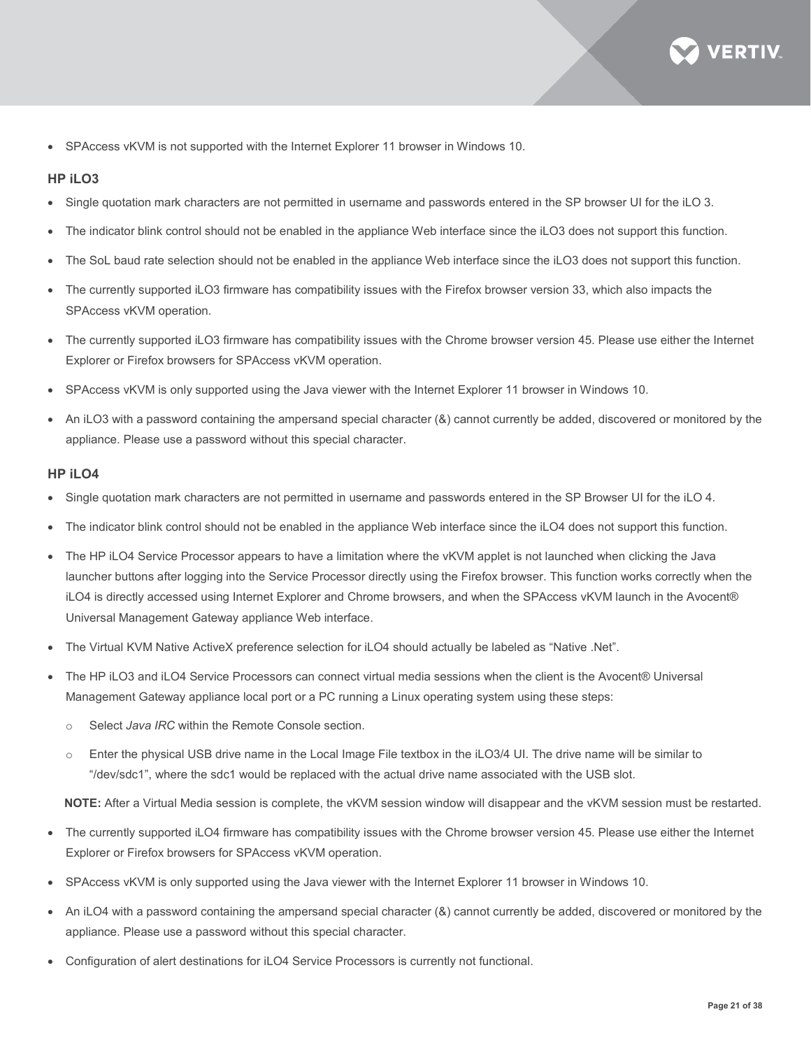- SPAccess vKVM is not supported with the Internet Explorer 11 browser in Windows 10.

### HP iLO3

- Single quotation mark characters are not permitted in username and passwords entered in the SP browser UI for the iLO 3.
- The indicator blink control should not be enabled in the appliance Web interface since the iLO3 does not support this function.
- The SoL baud rate selection should not be enabled in the appliance Web interface since the iLO3 does not support this function.
- The currently supported iLO3 firmware has compatibility issues with the Firefox browser version 33, which also impacts the SPAccess vKVM operation.
- The currently supported iLO3 firmware has compatibility issues with the Chrome browser version 45. Please use either the Internet Explorer or Firefox browsers for SPAccess vKVM operation.
- SPAccess vKVM is only supported using the Java viewer with the Internet Explorer 11 browser in Windows 10.
- An iLO3 with a password containing the ampersand special character (&) cannot currently be added, discovered or monitored by the appliance. Please use a password without this special character.

### HP iLO4

- Single quotation mark characters are not permitted in username and passwords entered in the SP Browser UI for the iLO 4.
- The indicator blink control should not be enabled in the appliance Web interface since the iLO4 does not support this function.
- The HP iLO4 Service Processor appears to have a limitation where the vKVM applet is not launched when clicking the Java launcher buttons after logging into the Service Processor directly using the Firefox browser. This function works correctly when the iLO4 is directly accessed using Internet Explorer and Chrome browsers, and when the SPAccess vKVM launch in the Avocent® Universal Management Gateway appliance Web interface.
- The Virtual KVM Native ActiveX preference selection for iLO4 should actually be labeled as “Native .Net”.
- The HP iLO3 and iLO4 Service Processors can connect virtual media sessions when the client is the Avocent® Universal Management Gateway appliance local port or a PC running a Linux operating system using these steps:
  - Select *Java IRC* within the Remote Console section.
  - Enter the physical USB drive name in the Local Image File textbox in the iLO3/4 UI. The drive name will be similar to “/dev/sdc1”, where the sdc1 would be replaced with the actual drive name associated with the USB slot.

  **NOTE:** After a Virtual Media session is complete, the vKVM session window will disappear and the vKVM session must be restarted.
- The currently supported iLO4 firmware has compatibility issues with the Chrome browser version 45. Please use either the Internet Explorer or Firefox browsers for SPAccess vKVM operation.
- SPAccess vKVM is only supported using the Java viewer with the Internet Explorer 11 browser in Windows 10.
- An iLO4 with a password containing the ampersand special character (&) cannot currently be added, discovered or monitored by the appliance. Please use a password without this special character.
- Configuration of alert destinations for iLO4 Service Processors is currently not functional.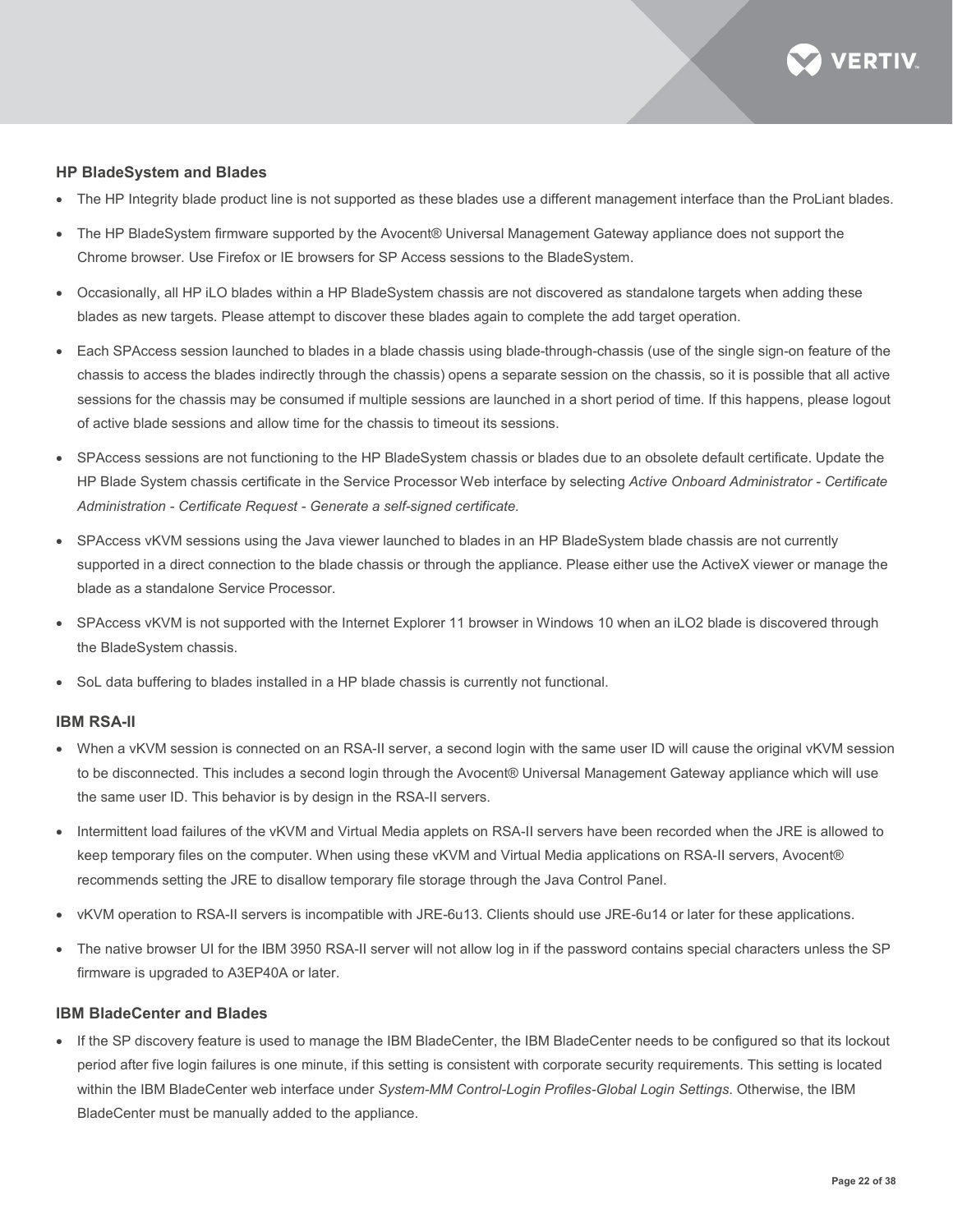### HP BladeSystem and Blades

- The HP Integrity blade product line is not supported as these blades use a different management interface than the ProLiant blades.
- The HP BladeSystem firmware supported by the Avocent® Universal Management Gateway appliance does not support the Chrome browser. Use Firefox or IE browsers for SP Access sessions to the BladeSystem.
- Occasionally, all HP iLO blades within a HP BladeSystem chassis are not discovered as standalone targets when adding these blades as new targets. Please attempt to discover these blades again to complete the add target operation.
- Each SPAccess session launched to blades in a blade chassis using blade-through-chassis (use of the single sign-on feature of the chassis to access the blades indirectly through the chassis) opens a separate session on the chassis, so it is possible that all active sessions for the chassis may be consumed if multiple sessions are launched in a short period of time. If this happens, please logout of active blade sessions and allow time for the chassis to timeout its sessions.
- SPAccess sessions are not functioning to the HP BladeSystem chassis or blades due to an obsolete default certificate. Update the HP Blade System chassis certificate in the Service Processor Web interface by selecting *Active Onboard Administrator - Certificate Administration - Certificate Request - Generate a self-signed certificate.*
- SPAccess vKVM sessions using the Java viewer launched to blades in an HP BladeSystem blade chassis are not currently supported in a direct connection to the blade chassis or through the appliance. Please either use the ActiveX viewer or manage the blade as a standalone Service Processor.
- SPAccess vKVM is not supported with the Internet Explorer 11 browser in Windows 10 when an iLO2 blade is discovered through the BladeSystem chassis.
- SoL data buffering to blades installed in a HP blade chassis is currently not functional.

### IBM RSA-II

- When a vKVM session is connected on an RSA-II server, a second login with the same user ID will cause the original vKVM session to be disconnected. This includes a second login through the Avocent® Universal Management Gateway appliance which will use the same user ID. This behavior is by design in the RSA-II servers.
- Intermittent load failures of the vKVM and Virtual Media applets on RSA-II servers have been recorded when the JRE is allowed to keep temporary files on the computer. When using these vKVM and Virtual Media applications on RSA-II servers, Avocent® recommends setting the JRE to disallow temporary file storage through the Java Control Panel.
- vKVM operation to RSA-II servers is incompatible with JRE-6u13. Clients should use JRE-6u14 or later for these applications.
- The native browser UI for the IBM 3950 RSA-II server will not allow log in if the password contains special characters unless the SP firmware is upgraded to A3EP40A or later.

### IBM BladeCenter and Blades

- If the SP discovery feature is used to manage the IBM BladeCenter, the IBM BladeCenter needs to be configured so that its lockout period after five login failures is one minute, if this setting is consistent with corporate security requirements. This setting is located within the IBM BladeCenter web interface under *System-MM Control-Login Profiles-Global Login Settings*. Otherwise, the IBM BladeCenter must be manually added to the appliance.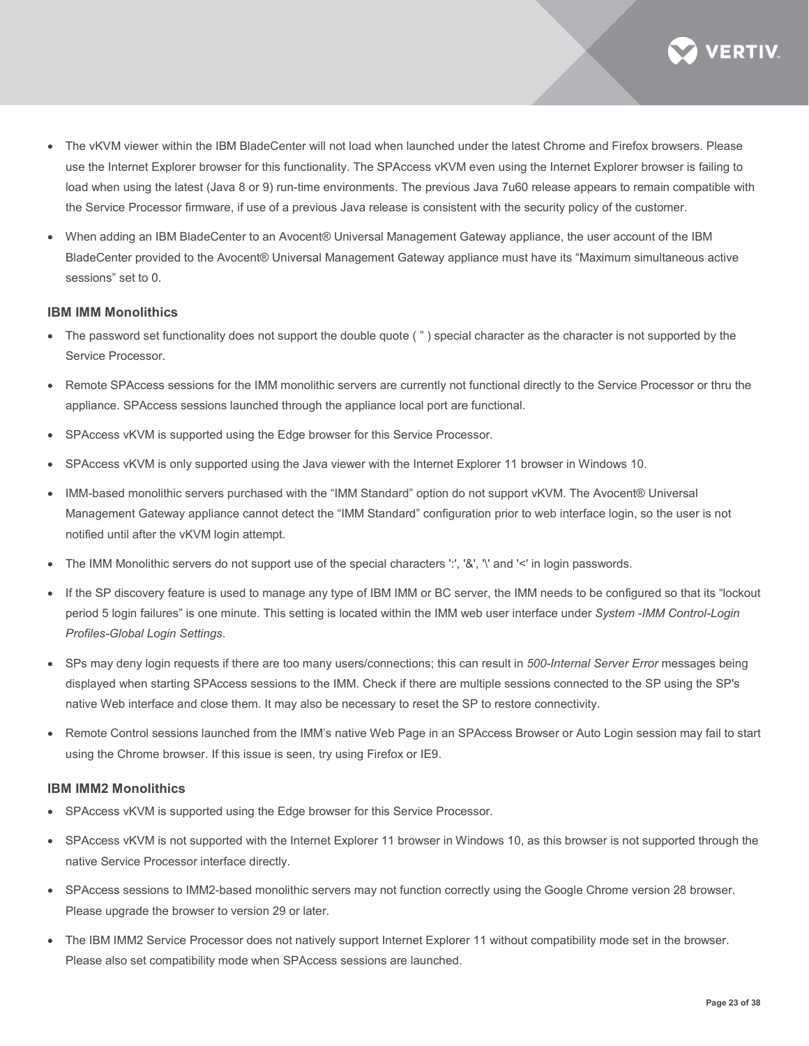- The vKVM viewer within the IBM BladeCenter will not load when launched under the latest Chrome and Firefox browsers. Please use the Internet Explorer browser for this functionality. The SPAccess vKVM even using the Internet Explorer browser is failing to load when using the latest (Java 8 or 9) run-time environments. The previous Java 7u60 release appears to remain compatible with the Service Processor firmware, if use of a previous Java release is consistent with the security policy of the customer.
- When adding an IBM BladeCenter to an Avocent® Universal Management Gateway appliance, the user account of the IBM BladeCenter provided to the Avocent® Universal Management Gateway appliance must have its "Maximum simultaneous active sessions" set to 0.

### IBM IMM Monolithics

- The password set functionality does not support the double quote ( " ) special character as the character is not supported by the Service Processor.
- Remote SPAccess sessions for the IMM monolithic servers are currently not functional directly to the Service Processor or thru the appliance. SPAccess sessions launched through the appliance local port are functional.
- SPAccess vKVM is supported using the Edge browser for this Service Processor.
- SPAccess vKVM is only supported using the Java viewer with the Internet Explorer 11 browser in Windows 10.
- IMM-based monolithic servers purchased with the "IMM Standard" option do not support vKVM. The Avocent® Universal Management Gateway appliance cannot detect the "IMM Standard" configuration prior to web interface login, so the user is not notified until after the vKVM login attempt.
- The IMM Monolithic servers do not support use of the special characters ':', '&', '\' and '<' in login passwords.
- If the SP discovery feature is used to manage any type of IBM IMM or BC server, the IMM needs to be configured so that its "lockout period 5 login failures" is one minute. This setting is located within the IMM web user interface under *System -IMM Control-Login Profiles-Global Login Settings*.
- SPs may deny login requests if there are too many users/connections; this can result in *500-Internal Server Error* messages being displayed when starting SPAccess sessions to the IMM. Check if there are multiple sessions connected to the SP using the SP's native Web interface and close them. It may also be necessary to reset the SP to restore connectivity.
- Remote Control sessions launched from the IMM's native Web Page in an SPAccess Browser or Auto Login session may fail to start using the Chrome browser. If this issue is seen, try using Firefox or IE9.

### IBM IMM2 Monolithics

- SPAccess vKVM is supported using the Edge browser for this Service Processor.
- SPAccess vKVM is not supported with the Internet Explorer 11 browser in Windows 10, as this browser is not supported through the native Service Processor interface directly.
- SPAccess sessions to IMM2-based monolithic servers may not function correctly using the Google Chrome version 28 browser. Please upgrade the browser to version 29 or later.
- The IBM IMM2 Service Processor does not natively support Internet Explorer 11 without compatibility mode set in the browser. Please also set compatibility mode when SPAccess sessions are launched.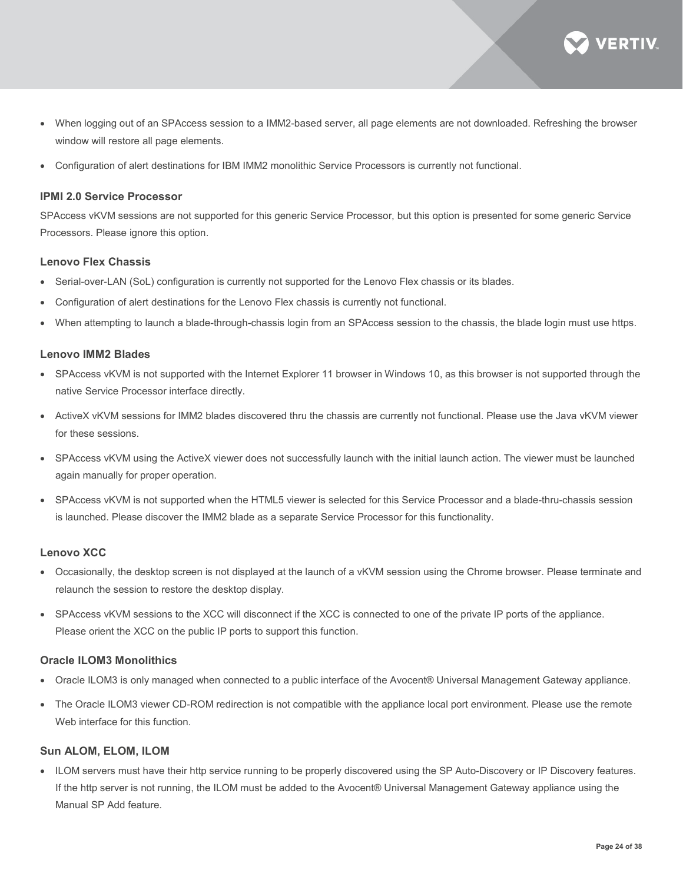- When logging out of an SPAccess session to a IMM2-based server, all page elements are not downloaded. Refreshing the browser window will restore all page elements.
- Configuration of alert destinations for IBM IMM2 monolithic Service Processors is currently not functional.

### IPMI 2.0 Service Processor

SPAccess vKVM sessions are not supported for this generic Service Processor, but this option is presented for some generic Service Processors. Please ignore this option.

### Lenovo Flex Chassis

- Serial-over-LAN (SoL) configuration is currently not supported for the Lenovo Flex chassis or its blades.
- Configuration of alert destinations for the Lenovo Flex chassis is currently not functional.
- When attempting to launch a blade-through-chassis login from an SPAccess session to the chassis, the blade login must use https.

### Lenovo IMM2 Blades

- SPAccess vKVM is not supported with the Internet Explorer 11 browser in Windows 10, as this browser is not supported through the native Service Processor interface directly.
- ActiveX vKVM sessions for IMM2 blades discovered thru the chassis are currently not functional. Please use the Java vKVM viewer for these sessions.
- SPAccess vKVM using the ActiveX viewer does not successfully launch with the initial launch action. The viewer must be launched again manually for proper operation.
- SPAccess vKVM is not supported when the HTML5 viewer is selected for this Service Processor and a blade-thru-chassis session is launched. Please discover the IMM2 blade as a separate Service Processor for this functionality.

### Lenovo XCC

- Occasionally, the desktop screen is not displayed at the launch of a vKVM session using the Chrome browser. Please terminate and relaunch the session to restore the desktop display.
- SPAccess vKVM sessions to the XCC will disconnect if the XCC is connected to one of the private IP ports of the appliance. Please orient the XCC on the public IP ports to support this function.

### Oracle ILOM3 Monolithics

- Oracle ILOM3 is only managed when connected to a public interface of the Avocent® Universal Management Gateway appliance.
- The Oracle ILOM3 viewer CD-ROM redirection is not compatible with the appliance local port environment. Please use the remote Web interface for this function.

### Sun ALOM, ELOM, ILOM

- ILOM servers must have their http service running to be properly discovered using the SP Auto-Discovery or IP Discovery features. If the http server is not running, the ILOM must be added to the Avocent® Universal Management Gateway appliance using the Manual SP Add feature.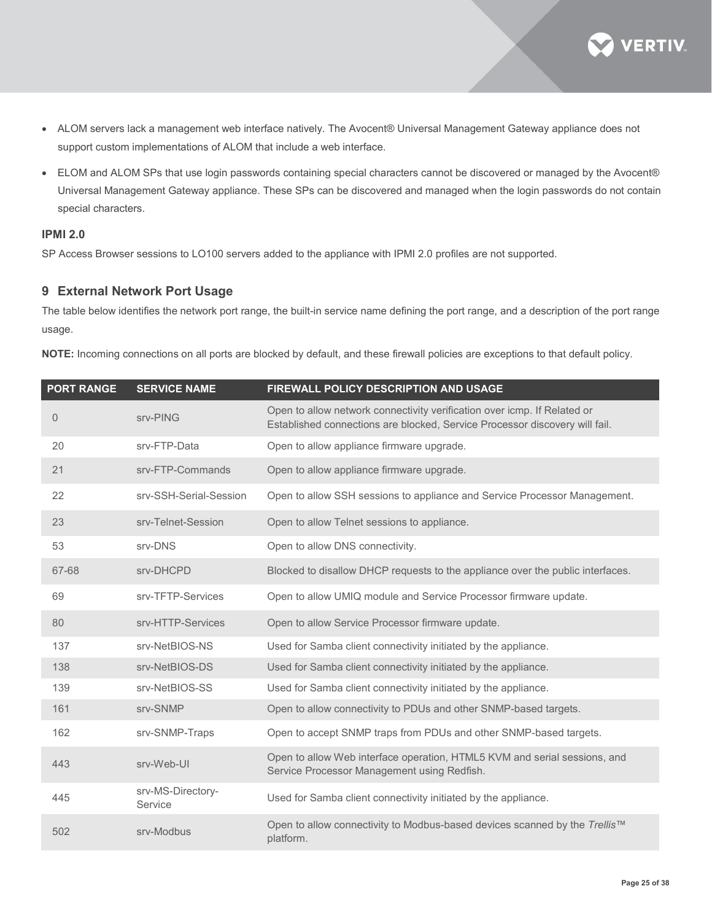- ALOM servers lack a management web interface natively. The Avocent® Universal Management Gateway appliance does not support custom implementations of ALOM that include a web interface.
- ELOM and ALOM SPs that use login passwords containing special characters cannot be discovered or managed by the Avocent® Universal Management Gateway appliance. These SPs can be discovered and managed when the login passwords do not contain special characters.

### IPMI 2.0

SP Access Browser sessions to LO100 servers added to the appliance with IPMI 2.0 profiles are not supported.

## 9 External Network Port Usage

The table below identifies the network port range, the built-in service name defining the port range, and a description of the port range usage.

**NOTE:** Incoming connections on all ports are blocked by default, and these firewall policies are exceptions to that default policy.

| PORT RANGE | SERVICE NAME | FIREWALL POLICY DESCRIPTION AND USAGE |
|---|---|---|
| 0 | srv-PING | Open to allow network connectivity verification over icmp. If Related or Established connections are blocked, Service Processor discovery will fail. |
| 20 | srv-FTP-Data | Open to allow appliance firmware upgrade. |
| 21 | srv-FTP-Commands | Open to allow appliance firmware upgrade. |
| 22 | srv-SSH-Serial-Session | Open to allow SSH sessions to appliance and Service Processor Management. |
| 23 | srv-Telnet-Session | Open to allow Telnet sessions to appliance. |
| 53 | srv-DNS | Open to allow DNS connectivity. |
| 67-68 | srv-DHCPD | Blocked to disallow DHCP requests to the appliance over the public interfaces. |
| 69 | srv-TFTP-Services | Open to allow UMIQ module and Service Processor firmware update. |
| 80 | srv-HTTP-Services | Open to allow Service Processor firmware update. |
| 137 | srv-NetBIOS-NS | Used for Samba client connectivity initiated by the appliance. |
| 138 | srv-NetBIOS-DS | Used for Samba client connectivity initiated by the appliance. |
| 139 | srv-NetBIOS-SS | Used for Samba client connectivity initiated by the appliance. |
| 161 | srv-SNMP | Open to allow connectivity to PDUs and other SNMP-based targets. |
| 162 | srv-SNMP-Traps | Open to accept SNMP traps from PDUs and other SNMP-based targets. |
| 443 | srv-Web-UI | Open to allow Web interface operation, HTML5 KVM and serial sessions, and Service Processor Management using Redfish. |
| 445 | srv-MS-Directory-Service | Used for Samba client connectivity initiated by the appliance. |
| 502 | srv-Modbus | Open to allow connectivity to Modbus-based devices scanned by the *Trellis™* platform. |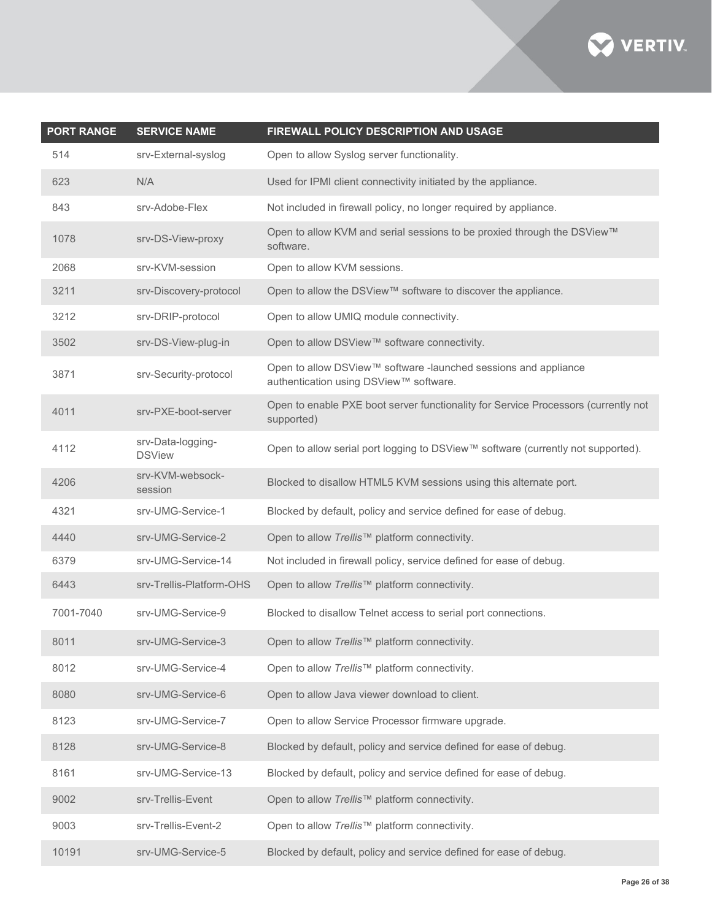| PORT RANGE | SERVICE NAME | FIREWALL POLICY DESCRIPTION AND USAGE |
|---|---|---|
| 514 | srv-External-syslog | Open to allow Syslog server functionality. |
| 623 | N/A | Used for IPMI client connectivity initiated by the appliance. |
| 843 | srv-Adobe-Flex | Not included in firewall policy, no longer required by appliance. |
| 1078 | srv-DS-View-proxy | Open to allow KVM and serial sessions to be proxied through the DSView™ software. |
| 2068 | srv-KVM-session | Open to allow KVM sessions. |
| 3211 | srv-Discovery-protocol | Open to allow the DSView™ software to discover the appliance. |
| 3212 | srv-DRIP-protocol | Open to allow UMIQ module connectivity. |
| 3502 | srv-DS-View-plug-in | Open to allow DSView™ software connectivity. |
| 3871 | srv-Security-protocol | Open to allow DSView™ software -launched sessions and appliance authentication using DSView™ software. |
| 4011 | srv-PXE-boot-server | Open to enable PXE boot server functionality for Service Processors (currently not supported) |
| 4112 | srv-Data-logging-DSView | Open to allow serial port logging to DSView™ software (currently not supported). |
| 4206 | srv-KVM-websock-session | Blocked to disallow HTML5 KVM sessions using this alternate port. |
| 4321 | srv-UMG-Service-1 | Blocked by default, policy and service defined for ease of debug. |
| 4440 | srv-UMG-Service-2 | Open to allow *Trellis*™ platform connectivity. |
| 6379 | srv-UMG-Service-14 | Not included in firewall policy, service defined for ease of debug. |
| 6443 | srv-Trellis-Platform-OHS | Open to allow *Trellis*™ platform connectivity. |
| 7001-7040 | srv-UMG-Service-9 | Blocked to disallow Telnet access to serial port connections. |
| 8011 | srv-UMG-Service-3 | Open to allow *Trellis*™ platform connectivity. |
| 8012 | srv-UMG-Service-4 | Open to allow *Trellis*™ platform connectivity. |
| 8080 | srv-UMG-Service-6 | Open to allow Java viewer download to client. |
| 8123 | srv-UMG-Service-7 | Open to allow Service Processor firmware upgrade. |
| 8128 | srv-UMG-Service-8 | Blocked by default, policy and service defined for ease of debug. |
| 8161 | srv-UMG-Service-13 | Blocked by default, policy and service defined for ease of debug. |
| 9002 | srv-Trellis-Event | Open to allow *Trellis*™ platform connectivity. |
| 9003 | srv-Trellis-Event-2 | Open to allow *Trellis*™ platform connectivity. |
| 10191 | srv-UMG-Service-5 | Blocked by default, policy and service defined for ease of debug. |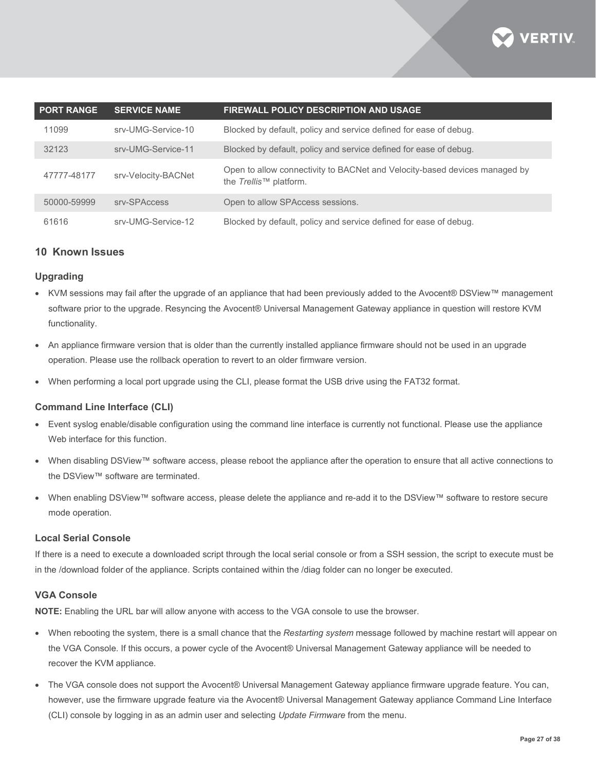| PORT RANGE | SERVICE NAME | FIREWALL POLICY DESCRIPTION AND USAGE |
| --- | --- | --- |
| 11099 | srv-UMG-Service-10 | Blocked by default, policy and service defined for ease of debug. |
| 32123 | srv-UMG-Service-11 | Blocked by default, policy and service defined for ease of debug. |
| 47777-48177 | srv-Velocity-BACNet | Open to allow connectivity to BACNet and Velocity-based devices managed by the *Trellis*™ platform. |
| 50000-59999 | srv-SPAccess | Open to allow SPAccess sessions. |
| 61616 | srv-UMG-Service-12 | Blocked by default, policy and service defined for ease of debug. |

## 10 Known Issues

### Upgrading

- KVM sessions may fail after the upgrade of an appliance that had been previously added to the Avocent® DSView™ management software prior to the upgrade. Resyncing the Avocent® Universal Management Gateway appliance in question will restore KVM functionality.
- An appliance firmware version that is older than the currently installed appliance firmware should not be used in an upgrade operation. Please use the rollback operation to revert to an older firmware version.
- When performing a local port upgrade using the CLI, please format the USB drive using the FAT32 format.

### Command Line Interface (CLI)

- Event syslog enable/disable configuration using the command line interface is currently not functional. Please use the appliance Web interface for this function.
- When disabling DSView™ software access, please reboot the appliance after the operation to ensure that all active connections to the DSView™ software are terminated.
- When enabling DSView™ software access, please delete the appliance and re-add it to the DSView™ software to restore secure mode operation.

### Local Serial Console

If there is a need to execute a downloaded script through the local serial console or from a SSH session, the script to execute must be in the /download folder of the appliance. Scripts contained within the /diag folder can no longer be executed.

### VGA Console

**NOTE:** Enabling the URL bar will allow anyone with access to the VGA console to use the browser.

- When rebooting the system, there is a small chance that the *Restarting system* message followed by machine restart will appear on the VGA Console. If this occurs, a power cycle of the Avocent® Universal Management Gateway appliance will be needed to recover the KVM appliance.
- The VGA console does not support the Avocent® Universal Management Gateway appliance firmware upgrade feature. You can, however, use the firmware upgrade feature via the Avocent® Universal Management Gateway appliance Command Line Interface (CLI) console by logging in as an admin user and selecting *Update Firmware* from the menu.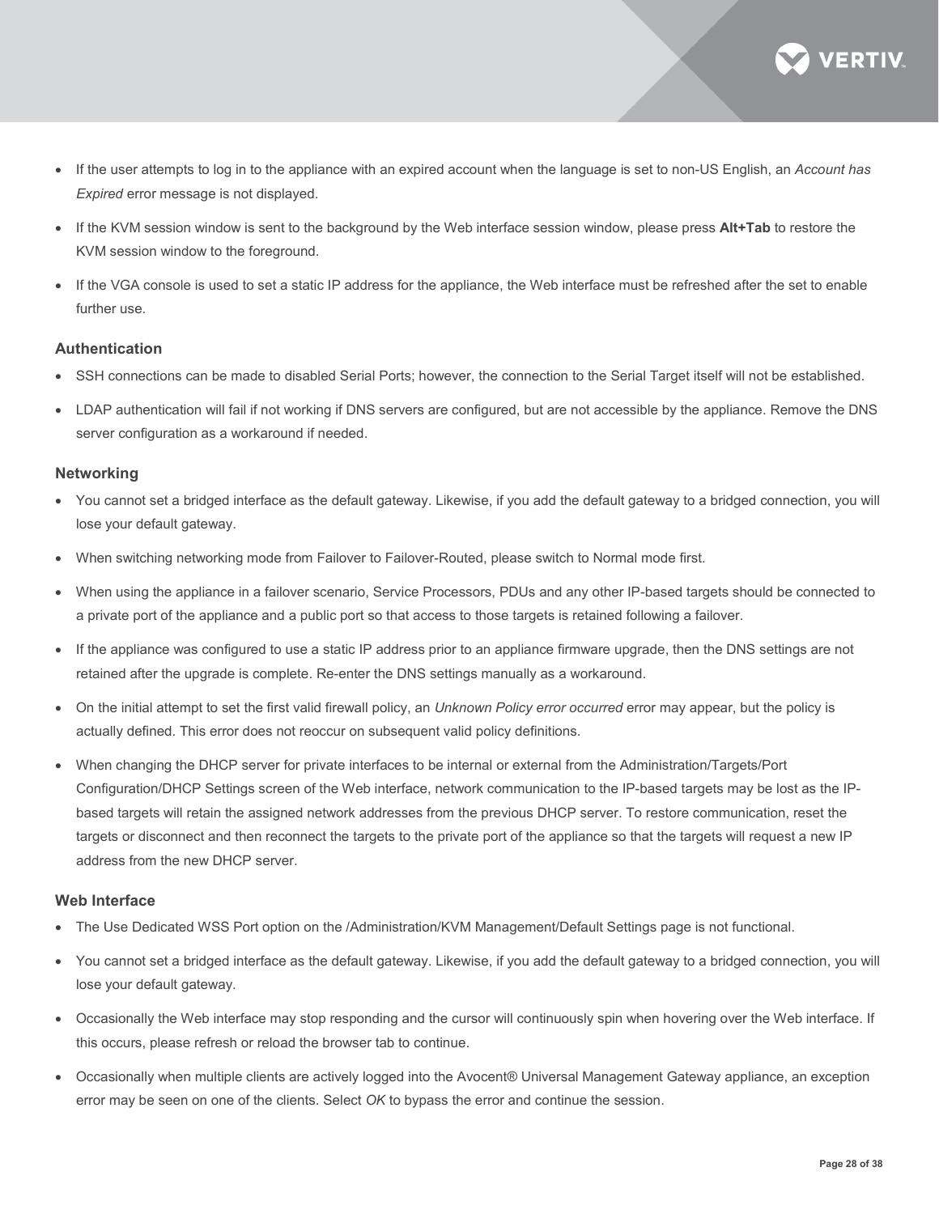- If the user attempts to log in to the appliance with an expired account when the language is set to non-US English, an *Account has Expired* error message is not displayed.
- If the KVM session window is sent to the background by the Web interface session window, please press **Alt+Tab** to restore the KVM session window to the foreground.
- If the VGA console is used to set a static IP address for the appliance, the Web interface must be refreshed after the set to enable further use.

### Authentication

- SSH connections can be made to disabled Serial Ports; however, the connection to the Serial Target itself will not be established.
- LDAP authentication will fail if not working if DNS servers are configured, but are not accessible by the appliance. Remove the DNS server configuration as a workaround if needed.

### Networking

- You cannot set a bridged interface as the default gateway. Likewise, if you add the default gateway to a bridged connection, you will lose your default gateway.
- When switching networking mode from Failover to Failover-Routed, please switch to Normal mode first.
- When using the appliance in a failover scenario, Service Processors, PDUs and any other IP-based targets should be connected to a private port of the appliance and a public port so that access to those targets is retained following a failover.
- If the appliance was configured to use a static IP address prior to an appliance firmware upgrade, then the DNS settings are not retained after the upgrade is complete. Re-enter the DNS settings manually as a workaround.
- On the initial attempt to set the first valid firewall policy, an *Unknown Policy error occurred* error may appear, but the policy is actually defined. This error does not reoccur on subsequent valid policy definitions.
- When changing the DHCP server for private interfaces to be internal or external from the Administration/Targets/Port Configuration/DHCP Settings screen of the Web interface, network communication to the IP-based targets may be lost as the IP-based targets will retain the assigned network addresses from the previous DHCP server. To restore communication, reset the targets or disconnect and then reconnect the targets to the private port of the appliance so that the targets will request a new IP address from the new DHCP server.

### Web Interface

- The Use Dedicated WSS Port option on the /Administration/KVM Management/Default Settings page is not functional.
- You cannot set a bridged interface as the default gateway. Likewise, if you add the default gateway to a bridged connection, you will lose your default gateway.
- Occasionally the Web interface may stop responding and the cursor will continuously spin when hovering over the Web interface. If this occurs, please refresh or reload the browser tab to continue.
- Occasionally when multiple clients are actively logged into the Avocent® Universal Management Gateway appliance, an exception error may be seen on one of the clients. Select *OK* to bypass the error and continue the session.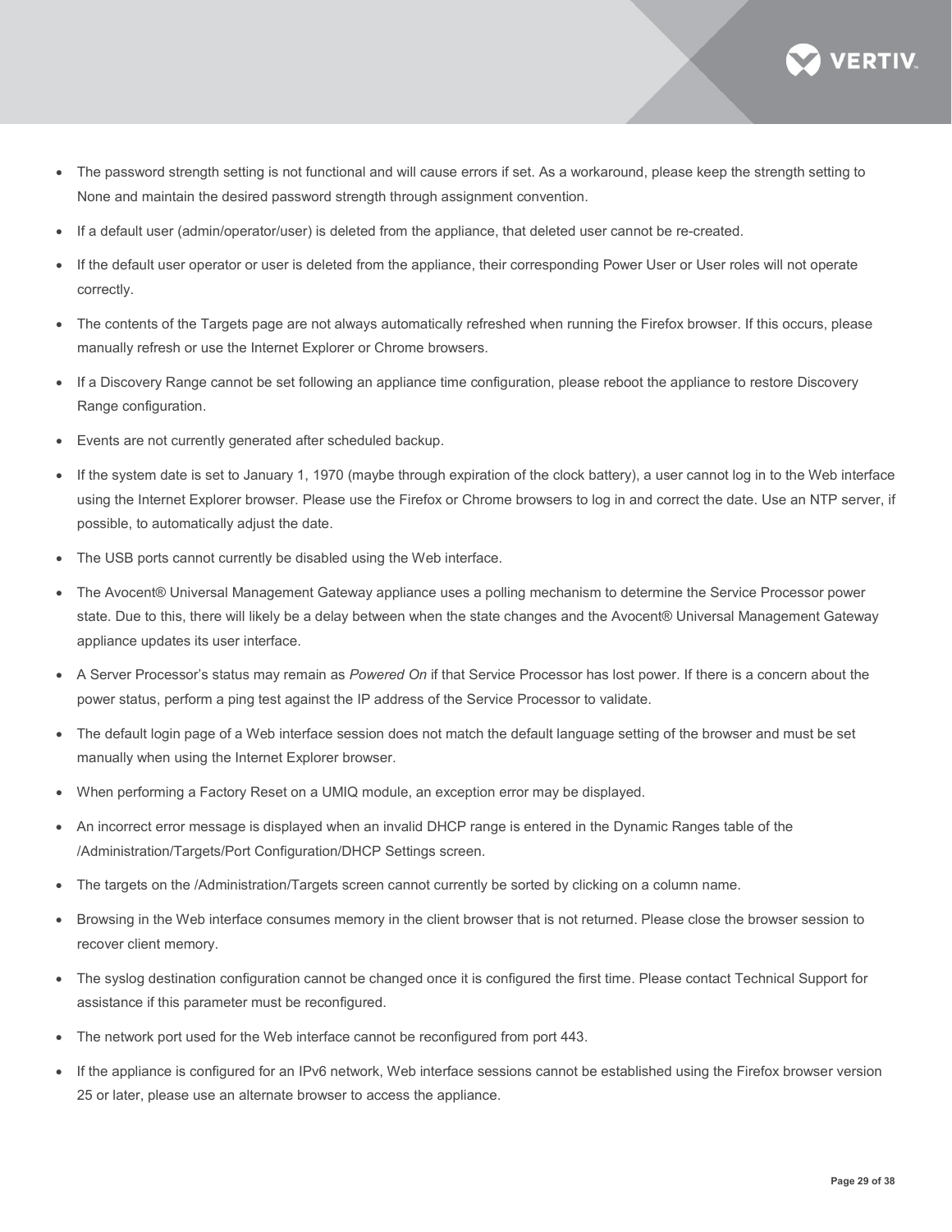- The password strength setting is not functional and will cause errors if set. As a workaround, please keep the strength setting to None and maintain the desired password strength through assignment convention.
- If a default user (admin/operator/user) is deleted from the appliance, that deleted user cannot be re-created.
- If the default user operator or user is deleted from the appliance, their corresponding Power User or User roles will not operate correctly.
- The contents of the Targets page are not always automatically refreshed when running the Firefox browser. If this occurs, please manually refresh or use the Internet Explorer or Chrome browsers.
- If a Discovery Range cannot be set following an appliance time configuration, please reboot the appliance to restore Discovery Range configuration.
- Events are not currently generated after scheduled backup.
- If the system date is set to January 1, 1970 (maybe through expiration of the clock battery), a user cannot log in to the Web interface using the Internet Explorer browser. Please use the Firefox or Chrome browsers to log in and correct the date. Use an NTP server, if possible, to automatically adjust the date.
- The USB ports cannot currently be disabled using the Web interface.
- The Avocent® Universal Management Gateway appliance uses a polling mechanism to determine the Service Processor power state. Due to this, there will likely be a delay between when the state changes and the Avocent® Universal Management Gateway appliance updates its user interface.
- A Server Processor's status may remain as *Powered On* if that Service Processor has lost power. If there is a concern about the power status, perform a ping test against the IP address of the Service Processor to validate.
- The default login page of a Web interface session does not match the default language setting of the browser and must be set manually when using the Internet Explorer browser.
- When performing a Factory Reset on a UMIQ module, an exception error may be displayed.
- An incorrect error message is displayed when an invalid DHCP range is entered in the Dynamic Ranges table of the /Administration/Targets/Port Configuration/DHCP Settings screen.
- The targets on the /Administration/Targets screen cannot currently be sorted by clicking on a column name.
- Browsing in the Web interface consumes memory in the client browser that is not returned. Please close the browser session to recover client memory.
- The syslog destination configuration cannot be changed once it is configured the first time. Please contact Technical Support for assistance if this parameter must be reconfigured.
- The network port used for the Web interface cannot be reconfigured from port 443.
- If the appliance is configured for an IPv6 network, Web interface sessions cannot be established using the Firefox browser version 25 or later, please use an alternate browser to access the appliance.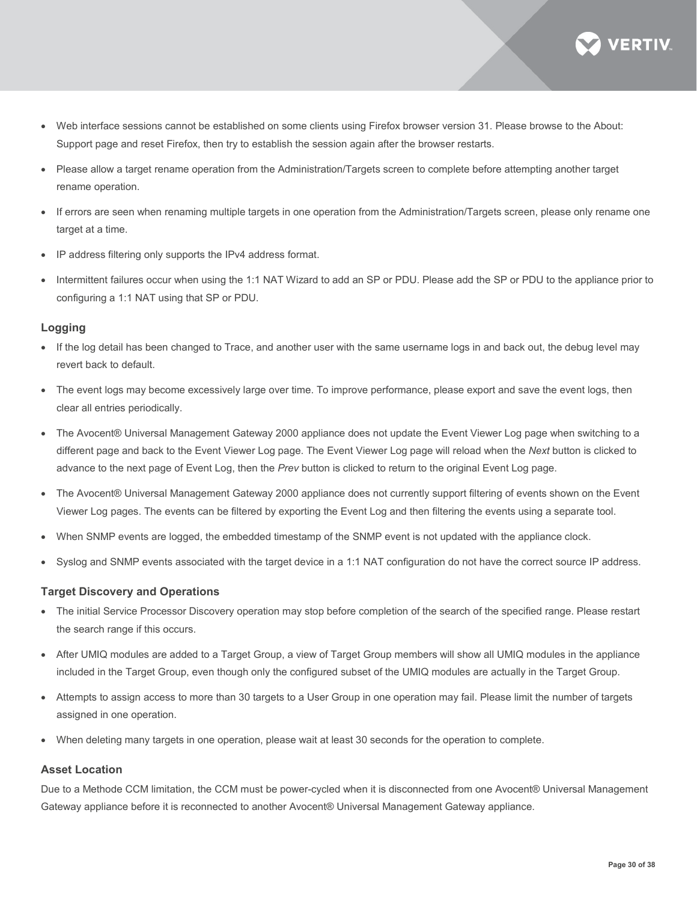- Web interface sessions cannot be established on some clients using Firefox browser version 31. Please browse to the About: Support page and reset Firefox, then try to establish the session again after the browser restarts.
- Please allow a target rename operation from the Administration/Targets screen to complete before attempting another target rename operation.
- If errors are seen when renaming multiple targets in one operation from the Administration/Targets screen, please only rename one target at a time.
- IP address filtering only supports the IPv4 address format.
- Intermittent failures occur when using the 1:1 NAT Wizard to add an SP or PDU. Please add the SP or PDU to the appliance prior to configuring a 1:1 NAT using that SP or PDU.

### Logging

- If the log detail has been changed to Trace, and another user with the same username logs in and back out, the debug level may revert back to default.
- The event logs may become excessively large over time. To improve performance, please export and save the event logs, then clear all entries periodically.
- The Avocent® Universal Management Gateway 2000 appliance does not update the Event Viewer Log page when switching to a different page and back to the Event Viewer Log page. The Event Viewer Log page will reload when the *Next* button is clicked to advance to the next page of Event Log, then the *Prev* button is clicked to return to the original Event Log page.
- The Avocent® Universal Management Gateway 2000 appliance does not currently support filtering of events shown on the Event Viewer Log pages. The events can be filtered by exporting the Event Log and then filtering the events using a separate tool.
- When SNMP events are logged, the embedded timestamp of the SNMP event is not updated with the appliance clock.
- Syslog and SNMP events associated with the target device in a 1:1 NAT configuration do not have the correct source IP address.

### Target Discovery and Operations

- The initial Service Processor Discovery operation may stop before completion of the search of the specified range. Please restart the search range if this occurs.
- After UMIQ modules are added to a Target Group, a view of Target Group members will show all UMIQ modules in the appliance included in the Target Group, even though only the configured subset of the UMIQ modules are actually in the Target Group.
- Attempts to assign access to more than 30 targets to a User Group in one operation may fail. Please limit the number of targets assigned in one operation.
- When deleting many targets in one operation, please wait at least 30 seconds for the operation to complete.

### Asset Location

Due to a Methode CCM limitation, the CCM must be power-cycled when it is disconnected from one Avocent® Universal Management Gateway appliance before it is reconnected to another Avocent® Universal Management Gateway appliance.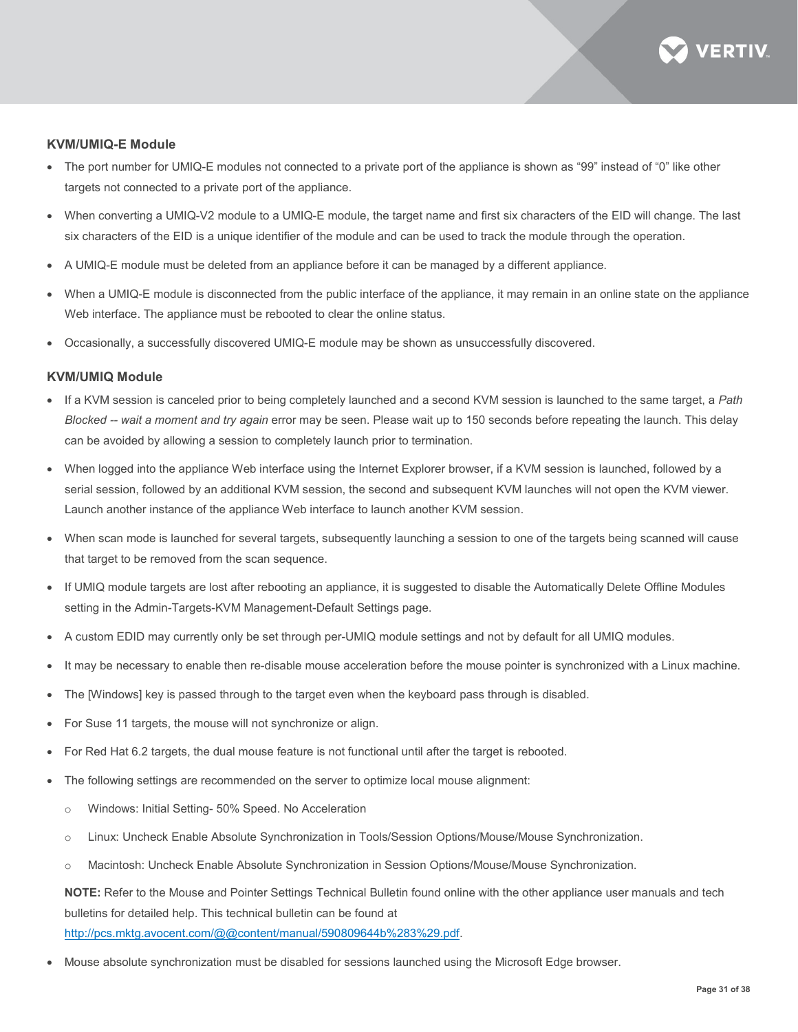### KVM/UMIQ-E Module

- The port number for UMIQ-E modules not connected to a private port of the appliance is shown as "99" instead of "0" like other targets not connected to a private port of the appliance.
- When converting a UMIQ-V2 module to a UMIQ-E module, the target name and first six characters of the EID will change. The last six characters of the EID is a unique identifier of the module and can be used to track the module through the operation.
- A UMIQ-E module must be deleted from an appliance before it can be managed by a different appliance.
- When a UMIQ-E module is disconnected from the public interface of the appliance, it may remain in an online state on the appliance Web interface. The appliance must be rebooted to clear the online status.
- Occasionally, a successfully discovered UMIQ-E module may be shown as unsuccessfully discovered.

### KVM/UMIQ Module

- If a KVM session is canceled prior to being completely launched and a second KVM session is launched to the same target, a *Path Blocked -- wait a moment and try again* error may be seen. Please wait up to 150 seconds before repeating the launch. This delay can be avoided by allowing a session to completely launch prior to termination.
- When logged into the appliance Web interface using the Internet Explorer browser, if a KVM session is launched, followed by a serial session, followed by an additional KVM session, the second and subsequent KVM launches will not open the KVM viewer. Launch another instance of the appliance Web interface to launch another KVM session.
- When scan mode is launched for several targets, subsequently launching a session to one of the targets being scanned will cause that target to be removed from the scan sequence.
- If UMIQ module targets are lost after rebooting an appliance, it is suggested to disable the Automatically Delete Offline Modules setting in the Admin-Targets-KVM Management-Default Settings page.
- A custom EDID may currently only be set through per-UMIQ module settings and not by default for all UMIQ modules.
- It may be necessary to enable then re-disable mouse acceleration before the mouse pointer is synchronized with a Linux machine.
- The [Windows] key is passed through to the target even when the keyboard pass through is disabled.
- For Suse 11 targets, the mouse will not synchronize or align.
- For Red Hat 6.2 targets, the dual mouse feature is not functional until after the target is rebooted.
- The following settings are recommended on the server to optimize local mouse alignment:
  - Windows: Initial Setting- 50% Speed. No Acceleration
  - Linux: Uncheck Enable Absolute Synchronization in Tools/Session Options/Mouse/Mouse Synchronization.
  - Macintosh: Uncheck Enable Absolute Synchronization in Session Options/Mouse/Mouse Synchronization.

  **NOTE:** Refer to the Mouse and Pointer Settings Technical Bulletin found online with the other appliance user manuals and tech bulletins for detailed help. This technical bulletin can be found at [http://pcs.mktg.avocent.com/@@content/manual/590809644b%283%29.pdf](http://pcs.mktg.avocent.com/@@content/manual/590809644b%283%29.pdf).
- Mouse absolute synchronization must be disabled for sessions launched using the Microsoft Edge browser.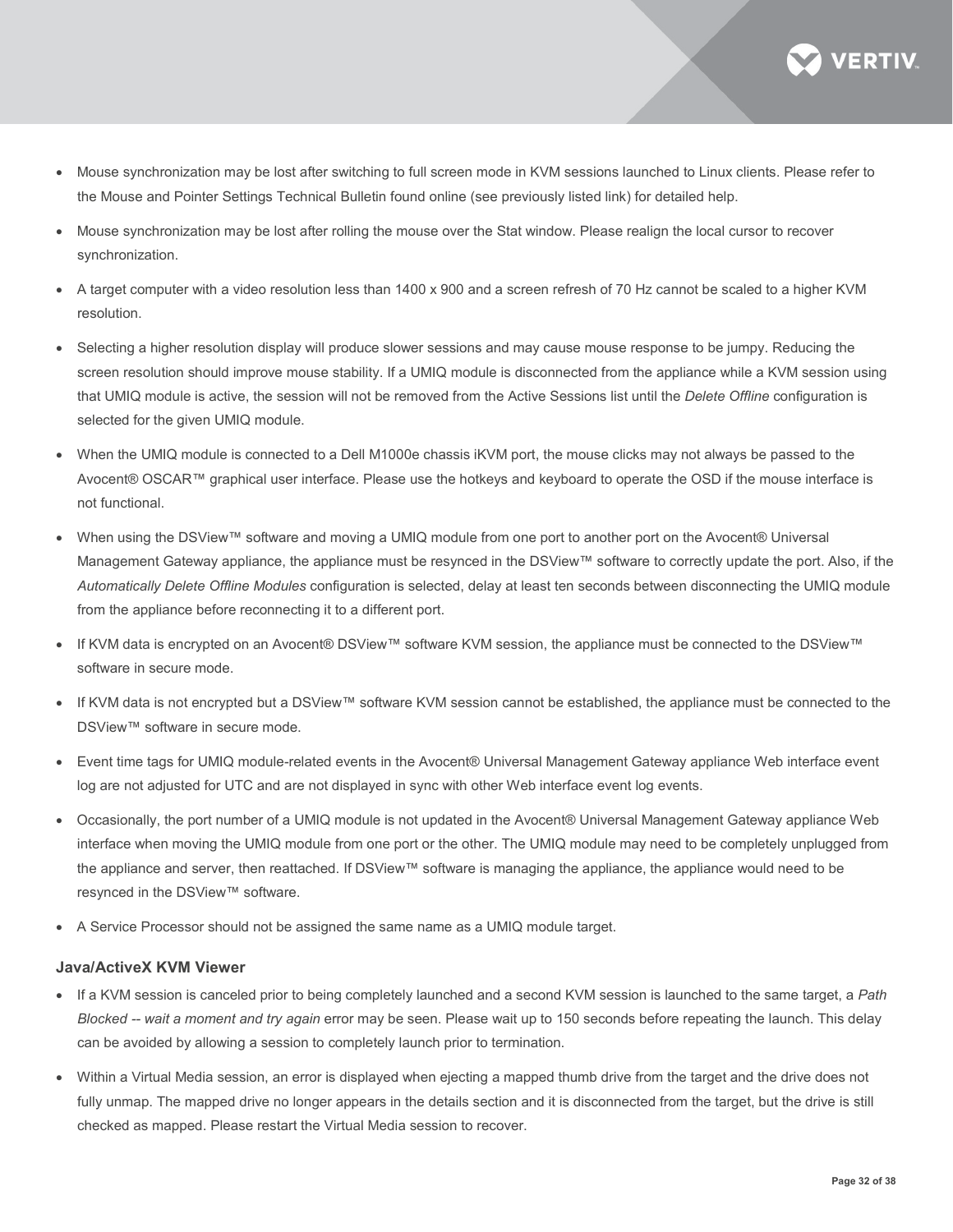- Mouse synchronization may be lost after switching to full screen mode in KVM sessions launched to Linux clients. Please refer to the Mouse and Pointer Settings Technical Bulletin found online (see previously listed link) for detailed help.
- Mouse synchronization may be lost after rolling the mouse over the Stat window. Please realign the local cursor to recover synchronization.
- A target computer with a video resolution less than 1400 x 900 and a screen refresh of 70 Hz cannot be scaled to a higher KVM resolution.
- Selecting a higher resolution display will produce slower sessions and may cause mouse response to be jumpy. Reducing the screen resolution should improve mouse stability. If a UMIQ module is disconnected from the appliance while a KVM session using that UMIQ module is active, the session will not be removed from the Active Sessions list until the *Delete Offline* configuration is selected for the given UMIQ module.
- When the UMIQ module is connected to a Dell M1000e chassis iKVM port, the mouse clicks may not always be passed to the Avocent® OSCAR™ graphical user interface. Please use the hotkeys and keyboard to operate the OSD if the mouse interface is not functional.
- When using the DSView™ software and moving a UMIQ module from one port to another port on the Avocent® Universal Management Gateway appliance, the appliance must be resynced in the DSView™ software to correctly update the port. Also, if the *Automatically Delete Offline Modules* configuration is selected, delay at least ten seconds between disconnecting the UMIQ module from the appliance before reconnecting it to a different port.
- If KVM data is encrypted on an Avocent® DSView™ software KVM session, the appliance must be connected to the DSView™ software in secure mode.
- If KVM data is not encrypted but a DSView™ software KVM session cannot be established, the appliance must be connected to the DSView™ software in secure mode.
- Event time tags for UMIQ module-related events in the Avocent® Universal Management Gateway appliance Web interface event log are not adjusted for UTC and are not displayed in sync with other Web interface event log events.
- Occasionally, the port number of a UMIQ module is not updated in the Avocent® Universal Management Gateway appliance Web interface when moving the UMIQ module from one port or the other. The UMIQ module may need to be completely unplugged from the appliance and server, then reattached. If DSView™ software is managing the appliance, the appliance would need to be resynced in the DSView™ software.
- A Service Processor should not be assigned the same name as a UMIQ module target.

### Java/ActiveX KVM Viewer

- If a KVM session is canceled prior to being completely launched and a second KVM session is launched to the same target, a *Path Blocked -- wait a moment and try again* error may be seen. Please wait up to 150 seconds before repeating the launch. This delay can be avoided by allowing a session to completely launch prior to termination.
- Within a Virtual Media session, an error is displayed when ejecting a mapped thumb drive from the target and the drive does not fully unmap. The mapped drive no longer appears in the details section and it is disconnected from the target, but the drive is still checked as mapped. Please restart the Virtual Media session to recover.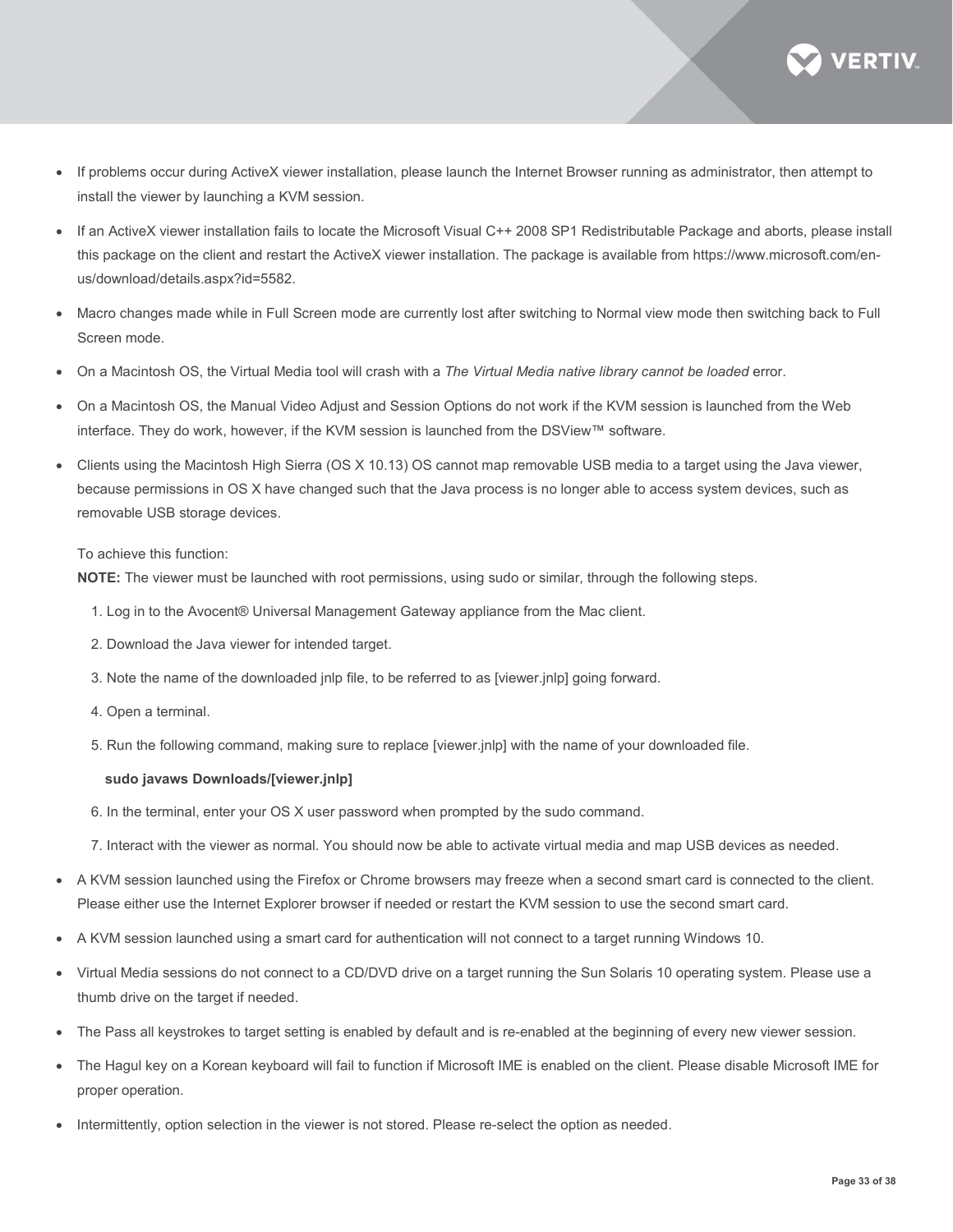- If problems occur during ActiveX viewer installation, please launch the Internet Browser running as administrator, then attempt to install the viewer by launching a KVM session.
- If an ActiveX viewer installation fails to locate the Microsoft Visual C++ 2008 SP1 Redistributable Package and aborts, please install this package on the client and restart the ActiveX viewer installation. The package is available from https://www.microsoft.com/en-us/download/details.aspx?id=5582.
- Macro changes made while in Full Screen mode are currently lost after switching to Normal view mode then switching back to Full Screen mode.
- On a Macintosh OS, the Virtual Media tool will crash with a *The Virtual Media native library cannot be loaded* error.
- On a Macintosh OS, the Manual Video Adjust and Session Options do not work if the KVM session is launched from the Web interface. They do work, however, if the KVM session is launched from the DSView™ software.
- Clients using the Macintosh High Sierra (OS X 10.13) OS cannot map removable USB media to a target using the Java viewer, because permissions in OS X have changed such that the Java process is no longer able to access system devices, such as removable USB storage devices.

  To achieve this function:

  **NOTE:** The viewer must be launched with root permissions, using sudo or similar, through the following steps.

  1. Log in to the Avocent® Universal Management Gateway appliance from the Mac client.
  2. Download the Java viewer for intended target.
  3. Note the name of the downloaded jnlp file, to be referred to as [viewer.jnlp] going forward.
  4. Open a terminal.
  5. Run the following command, making sure to replace [viewer.jnlp] with the name of your downloaded file.

     **sudo javaws Downloads/[viewer.jnlp]**

  6. In the terminal, enter your OS X user password when prompted by the sudo command.
  7. Interact with the viewer as normal. You should now be able to activate virtual media and map USB devices as needed.

- A KVM session launched using the Firefox or Chrome browsers may freeze when a second smart card is connected to the client. Please either use the Internet Explorer browser if needed or restart the KVM session to use the second smart card.
- A KVM session launched using a smart card for authentication will not connect to a target running Windows 10.
- Virtual Media sessions do not connect to a CD/DVD drive on a target running the Sun Solaris 10 operating system. Please use a thumb drive on the target if needed.
- The Pass all keystrokes to target setting is enabled by default and is re-enabled at the beginning of every new viewer session.
- The Hagul key on a Korean keyboard will fail to function if Microsoft IME is enabled on the client. Please disable Microsoft IME for proper operation.
- Intermittently, option selection in the viewer is not stored. Please re-select the option as needed.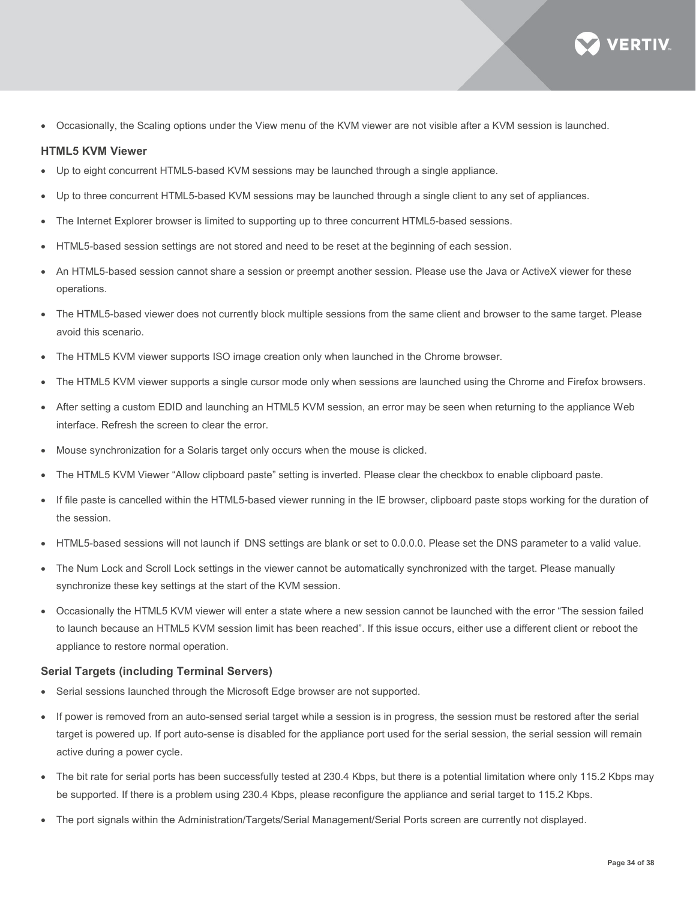- Occasionally, the Scaling options under the View menu of the KVM viewer are not visible after a KVM session is launched.

### HTML5 KVM Viewer

- Up to eight concurrent HTML5-based KVM sessions may be launched through a single appliance.
- Up to three concurrent HTML5-based KVM sessions may be launched through a single client to any set of appliances.
- The Internet Explorer browser is limited to supporting up to three concurrent HTML5-based sessions.
- HTML5-based session settings are not stored and need to be reset at the beginning of each session.
- An HTML5-based session cannot share a session or preempt another session. Please use the Java or ActiveX viewer for these operations.
- The HTML5-based viewer does not currently block multiple sessions from the same client and browser to the same target. Please avoid this scenario.
- The HTML5 KVM viewer supports ISO image creation only when launched in the Chrome browser.
- The HTML5 KVM viewer supports a single cursor mode only when sessions are launched using the Chrome and Firefox browsers.
- After setting a custom EDID and launching an HTML5 KVM session, an error may be seen when returning to the appliance Web interface. Refresh the screen to clear the error.
- Mouse synchronization for a Solaris target only occurs when the mouse is clicked.
- The HTML5 KVM Viewer "Allow clipboard paste" setting is inverted. Please clear the checkbox to enable clipboard paste.
- If file paste is cancelled within the HTML5-based viewer running in the IE browser, clipboard paste stops working for the duration of the session.
- HTML5-based sessions will not launch if DNS settings are blank or set to 0.0.0.0. Please set the DNS parameter to a valid value.
- The Num Lock and Scroll Lock settings in the viewer cannot be automatically synchronized with the target. Please manually synchronize these key settings at the start of the KVM session.
- Occasionally the HTML5 KVM viewer will enter a state where a new session cannot be launched with the error "The session failed to launch because an HTML5 KVM session limit has been reached". If this issue occurs, either use a different client or reboot the appliance to restore normal operation.

### Serial Targets (including Terminal Servers)

- Serial sessions launched through the Microsoft Edge browser are not supported.
- If power is removed from an auto-sensed serial target while a session is in progress, the session must be restored after the serial target is powered up. If port auto-sense is disabled for the appliance port used for the serial session, the serial session will remain active during a power cycle.
- The bit rate for serial ports has been successfully tested at 230.4 Kbps, but there is a potential limitation where only 115.2 Kbps may be supported. If there is a problem using 230.4 Kbps, please reconfigure the appliance and serial target to 115.2 Kbps.
- The port signals within the Administration/Targets/Serial Management/Serial Ports screen are currently not displayed.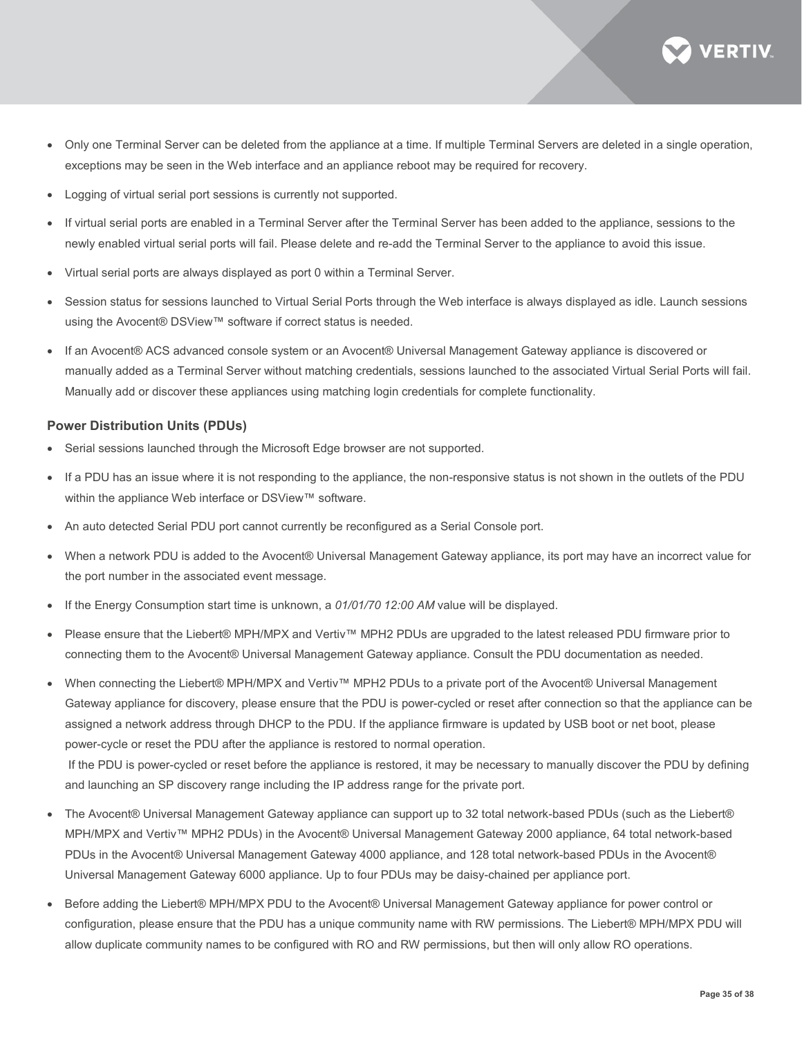- Only one Terminal Server can be deleted from the appliance at a time. If multiple Terminal Servers are deleted in a single operation, exceptions may be seen in the Web interface and an appliance reboot may be required for recovery.
- Logging of virtual serial port sessions is currently not supported.
- If virtual serial ports are enabled in a Terminal Server after the Terminal Server has been added to the appliance, sessions to the newly enabled virtual serial ports will fail. Please delete and re-add the Terminal Server to the appliance to avoid this issue.
- Virtual serial ports are always displayed as port 0 within a Terminal Server.
- Session status for sessions launched to Virtual Serial Ports through the Web interface is always displayed as idle. Launch sessions using the Avocent® DSView™ software if correct status is needed.
- If an Avocent® ACS advanced console system or an Avocent® Universal Management Gateway appliance is discovered or manually added as a Terminal Server without matching credentials, sessions launched to the associated Virtual Serial Ports will fail. Manually add or discover these appliances using matching login credentials for complete functionality.

### Power Distribution Units (PDUs)

- Serial sessions launched through the Microsoft Edge browser are not supported.
- If a PDU has an issue where it is not responding to the appliance, the non-responsive status is not shown in the outlets of the PDU within the appliance Web interface or DSView™ software.
- An auto detected Serial PDU port cannot currently be reconfigured as a Serial Console port.
- When a network PDU is added to the Avocent® Universal Management Gateway appliance, its port may have an incorrect value for the port number in the associated event message.
- If the Energy Consumption start time is unknown, a *01/01/70 12:00 AM* value will be displayed.
- Please ensure that the Liebert® MPH/MPX and Vertiv™ MPH2 PDUs are upgraded to the latest released PDU firmware prior to connecting them to the Avocent® Universal Management Gateway appliance. Consult the PDU documentation as needed.
- When connecting the Liebert® MPH/MPX and Vertiv™ MPH2 PDUs to a private port of the Avocent® Universal Management Gateway appliance for discovery, please ensure that the PDU is power-cycled or reset after connection so that the appliance can be assigned a network address through DHCP to the PDU. If the appliance firmware is updated by USB boot or net boot, please power-cycle or reset the PDU after the appliance is restored to normal operation.
  If the PDU is power-cycled or reset before the appliance is restored, it may be necessary to manually discover the PDU by defining and launching an SP discovery range including the IP address range for the private port.
- The Avocent® Universal Management Gateway appliance can support up to 32 total network-based PDUs (such as the Liebert® MPH/MPX and Vertiv™ MPH2 PDUs) in the Avocent® Universal Management Gateway 2000 appliance, 64 total network-based PDUs in the Avocent® Universal Management Gateway 4000 appliance, and 128 total network-based PDUs in the Avocent® Universal Management Gateway 6000 appliance. Up to four PDUs may be daisy-chained per appliance port.
- Before adding the Liebert® MPH/MPX PDU to the Avocent® Universal Management Gateway appliance for power control or configuration, please ensure that the PDU has a unique community name with RW permissions. The Liebert® MPH/MPX PDU will allow duplicate community names to be configured with RO and RW permissions, but then will only allow RO operations.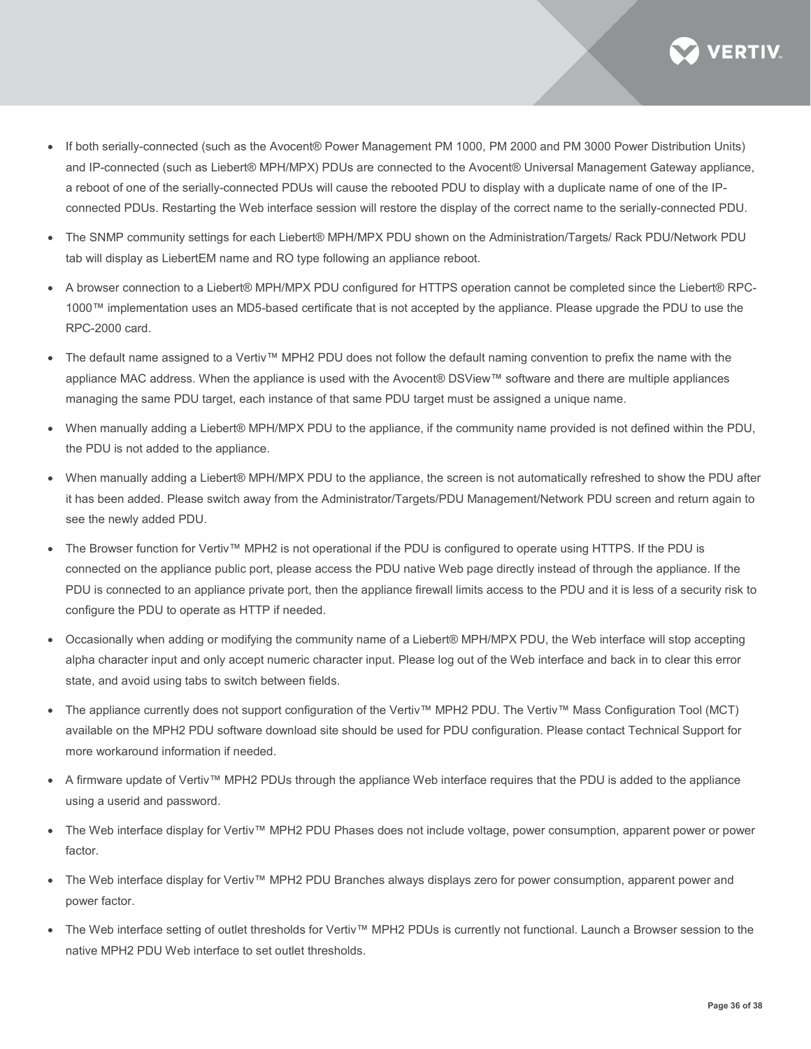- If both serially-connected (such as the Avocent® Power Management PM 1000, PM 2000 and PM 3000 Power Distribution Units) and IP-connected (such as Liebert® MPH/MPX) PDUs are connected to the Avocent® Universal Management Gateway appliance, a reboot of one of the serially-connected PDUs will cause the rebooted PDU to display with a duplicate name of one of the IP-connected PDUs. Restarting the Web interface session will restore the display of the correct name to the serially-connected PDU.
- The SNMP community settings for each Liebert® MPH/MPX PDU shown on the Administration/Targets/ Rack PDU/Network PDU tab will display as LiebertEM name and RO type following an appliance reboot.
- A browser connection to a Liebert® MPH/MPX PDU configured for HTTPS operation cannot be completed since the Liebert® RPC-1000™ implementation uses an MD5-based certificate that is not accepted by the appliance. Please upgrade the PDU to use the RPC-2000 card.
- The default name assigned to a Vertiv™ MPH2 PDU does not follow the default naming convention to prefix the name with the appliance MAC address. When the appliance is used with the Avocent® DSView™ software and there are multiple appliances managing the same PDU target, each instance of that same PDU target must be assigned a unique name.
- When manually adding a Liebert® MPH/MPX PDU to the appliance, if the community name provided is not defined within the PDU, the PDU is not added to the appliance.
- When manually adding a Liebert® MPH/MPX PDU to the appliance, the screen is not automatically refreshed to show the PDU after it has been added. Please switch away from the Administrator/Targets/PDU Management/Network PDU screen and return again to see the newly added PDU.
- The Browser function for Vertiv™ MPH2 is not operational if the PDU is configured to operate using HTTPS. If the PDU is connected on the appliance public port, please access the PDU native Web page directly instead of through the appliance. If the PDU is connected to an appliance private port, then the appliance firewall limits access to the PDU and it is less of a security risk to configure the PDU to operate as HTTP if needed.
- Occasionally when adding or modifying the community name of a Liebert® MPH/MPX PDU, the Web interface will stop accepting alpha character input and only accept numeric character input. Please log out of the Web interface and back in to clear this error state, and avoid using tabs to switch between fields.
- The appliance currently does not support configuration of the Vertiv™ MPH2 PDU. The Vertiv™ Mass Configuration Tool (MCT) available on the MPH2 PDU software download site should be used for PDU configuration. Please contact Technical Support for more workaround information if needed.
- A firmware update of Vertiv™ MPH2 PDUs through the appliance Web interface requires that the PDU is added to the appliance using a userid and password.
- The Web interface display for Vertiv™ MPH2 PDU Phases does not include voltage, power consumption, apparent power or power factor.
- The Web interface display for Vertiv™ MPH2 PDU Branches always displays zero for power consumption, apparent power and power factor.
- The Web interface setting of outlet thresholds for Vertiv™ MPH2 PDUs is currently not functional. Launch a Browser session to the native MPH2 PDU Web interface to set outlet thresholds.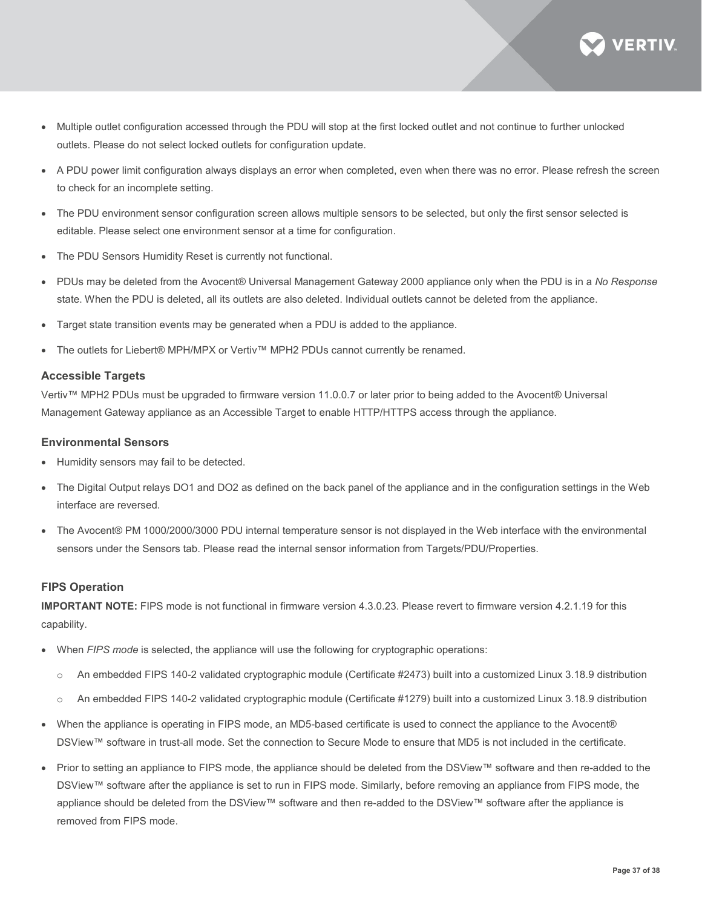- Multiple outlet configuration accessed through the PDU will stop at the first locked outlet and not continue to further unlocked outlets. Please do not select locked outlets for configuration update.
- A PDU power limit configuration always displays an error when completed, even when there was no error. Please refresh the screen to check for an incomplete setting.
- The PDU environment sensor configuration screen allows multiple sensors to be selected, but only the first sensor selected is editable. Please select one environment sensor at a time for configuration.
- The PDU Sensors Humidity Reset is currently not functional.
- PDUs may be deleted from the Avocent® Universal Management Gateway 2000 appliance only when the PDU is in a *No Response* state. When the PDU is deleted, all its outlets are also deleted. Individual outlets cannot be deleted from the appliance.
- Target state transition events may be generated when a PDU is added to the appliance.
- The outlets for Liebert® MPH/MPX or Vertiv™ MPH2 PDUs cannot currently be renamed.

### Accessible Targets

Vertiv™ MPH2 PDUs must be upgraded to firmware version 11.0.0.7 or later prior to being added to the Avocent® Universal Management Gateway appliance as an Accessible Target to enable HTTP/HTTPS access through the appliance.

### Environmental Sensors

- Humidity sensors may fail to be detected.
- The Digital Output relays DO1 and DO2 as defined on the back panel of the appliance and in the configuration settings in the Web interface are reversed.
- The Avocent® PM 1000/2000/3000 PDU internal temperature sensor is not displayed in the Web interface with the environmental sensors under the Sensors tab. Please read the internal sensor information from Targets/PDU/Properties.

### FIPS Operation

**IMPORTANT NOTE:** FIPS mode is not functional in firmware version 4.3.0.23. Please revert to firmware version 4.2.1.19 for this capability.

- When *FIPS mode* is selected, the appliance will use the following for cryptographic operations:
  - An embedded FIPS 140-2 validated cryptographic module (Certificate #2473) built into a customized Linux 3.18.9 distribution
  - An embedded FIPS 140-2 validated cryptographic module (Certificate #1279) built into a customized Linux 3.18.9 distribution
- When the appliance is operating in FIPS mode, an MD5-based certificate is used to connect the appliance to the Avocent® DSView™ software in trust-all mode. Set the connection to Secure Mode to ensure that MD5 is not included in the certificate.
- Prior to setting an appliance to FIPS mode, the appliance should be deleted from the DSView™ software and then re-added to the DSView™ software after the appliance is set to run in FIPS mode. Similarly, before removing an appliance from FIPS mode, the appliance should be deleted from the DSView™ software and then re-added to the DSView™ software after the appliance is removed from FIPS mode.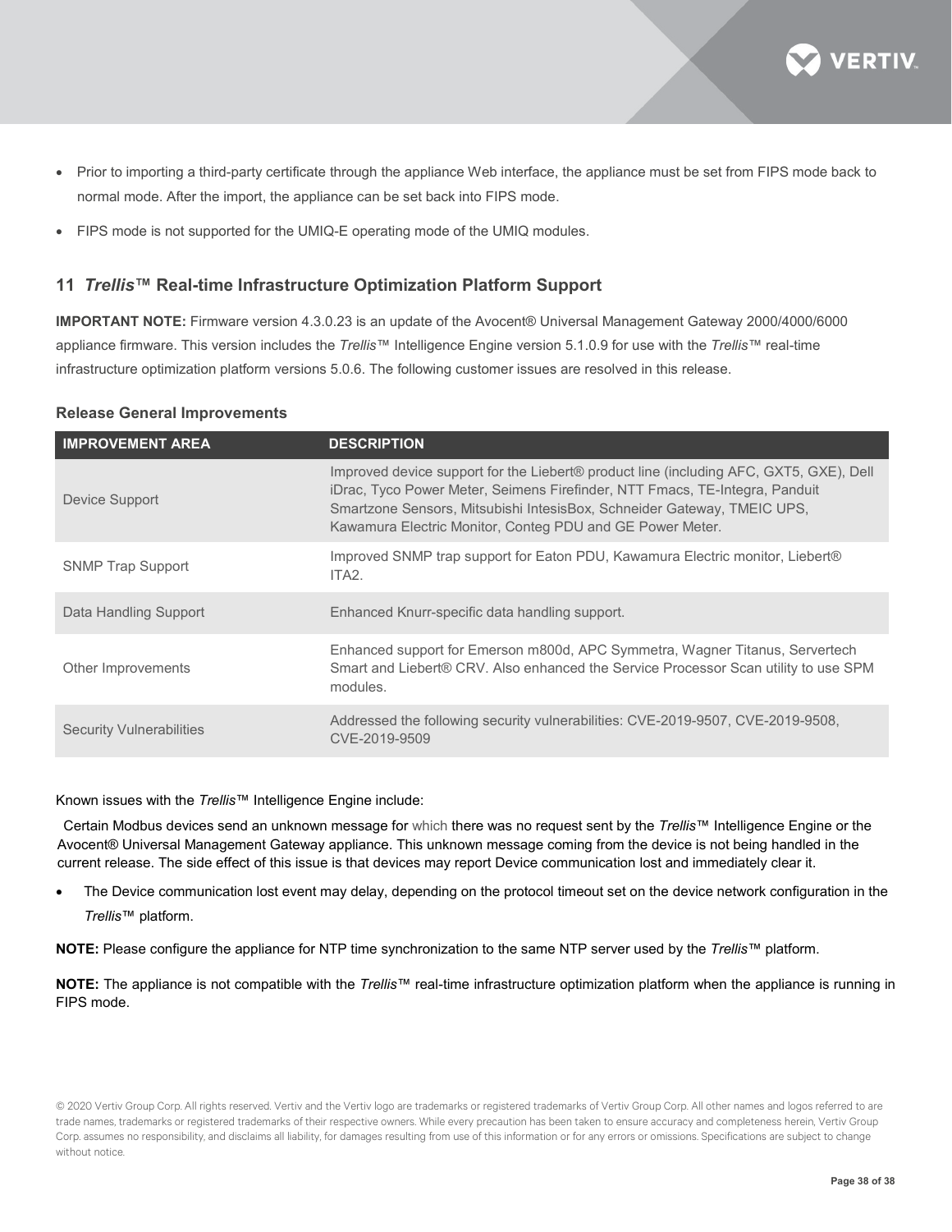- Prior to importing a third-party certificate through the appliance Web interface, the appliance must be set from FIPS mode back to normal mode. After the import, the appliance can be set back into FIPS mode.
- FIPS mode is not supported for the UMIQ-E operating mode of the UMIQ modules.

## 11 *Trellis*™ Real-time Infrastructure Optimization Platform Support

**IMPORTANT NOTE:** Firmware version 4.3.0.23 is an update of the Avocent® Universal Management Gateway 2000/4000/6000 appliance firmware. This version includes the *Trellis*™ Intelligence Engine version 5.1.0.9 for use with the *Trellis*™ real-time infrastructure optimization platform versions 5.0.6. The following customer issues are resolved in this release.

### Release General Improvements

| IMPROVEMENT AREA | DESCRIPTION |
|---|---|
| Device Support | Improved device support for the Liebert® product line (including AFC, GXT5, GXE), Dell iDrac, Tyco Power Meter, Seimens Firefinder, NTT Fmacs, TE-Integra, Panduit Smartzone Sensors, Mitsubishi IntesisBox, Schneider Gateway, TMEIC UPS, Kawamura Electric Monitor, Conteg PDU and GE Power Meter. |
| SNMP Trap Support | Improved SNMP trap support for Eaton PDU, Kawamura Electric monitor, Liebert® ITA2. |
| Data Handling Support | Enhanced Knurr-specific data handling support. |
| Other Improvements | Enhanced support for Emerson m800d, APC Symmetra, Wagner Titanus, Servertech Smart and Liebert® CRV. Also enhanced the Service Processor Scan utility to use SPM modules. |
| Security Vulnerabilities | Addressed the following security vulnerabilities: CVE-2019-9507, CVE-2019-9508, CVE-2019-9509 |

Known issues with the *Trellis*™ Intelligence Engine include:

Certain Modbus devices send an unknown message for which there was no request sent by the *Trellis*™ Intelligence Engine or the Avocent® Universal Management Gateway appliance. This unknown message coming from the device is not being handled in the current release. The side effect of this issue is that devices may report Device communication lost and immediately clear it.

- The Device communication lost event may delay, depending on the protocol timeout set on the device network configuration in the *Trellis*™ platform.

**NOTE:** Please configure the appliance for NTP time synchronization to the same NTP server used by the *Trellis*™ platform.

**NOTE:** The appliance is not compatible with the *Trellis*™ real-time infrastructure optimization platform when the appliance is running in FIPS mode.

© 2020 Vertiv Group Corp. All rights reserved. Vertiv and the Vertiv logo are trademarks or registered trademarks of Vertiv Group Corp. All other names and logos referred to are trade names, trademarks or registered trademarks of their respective owners. While every precaution has been taken to ensure accuracy and completeness herein, Vertiv Group Corp. assumes no responsibility, and disclaims all liability, for damages resulting from use of this information or for any errors or omissions. Specifications are subject to change without notice.